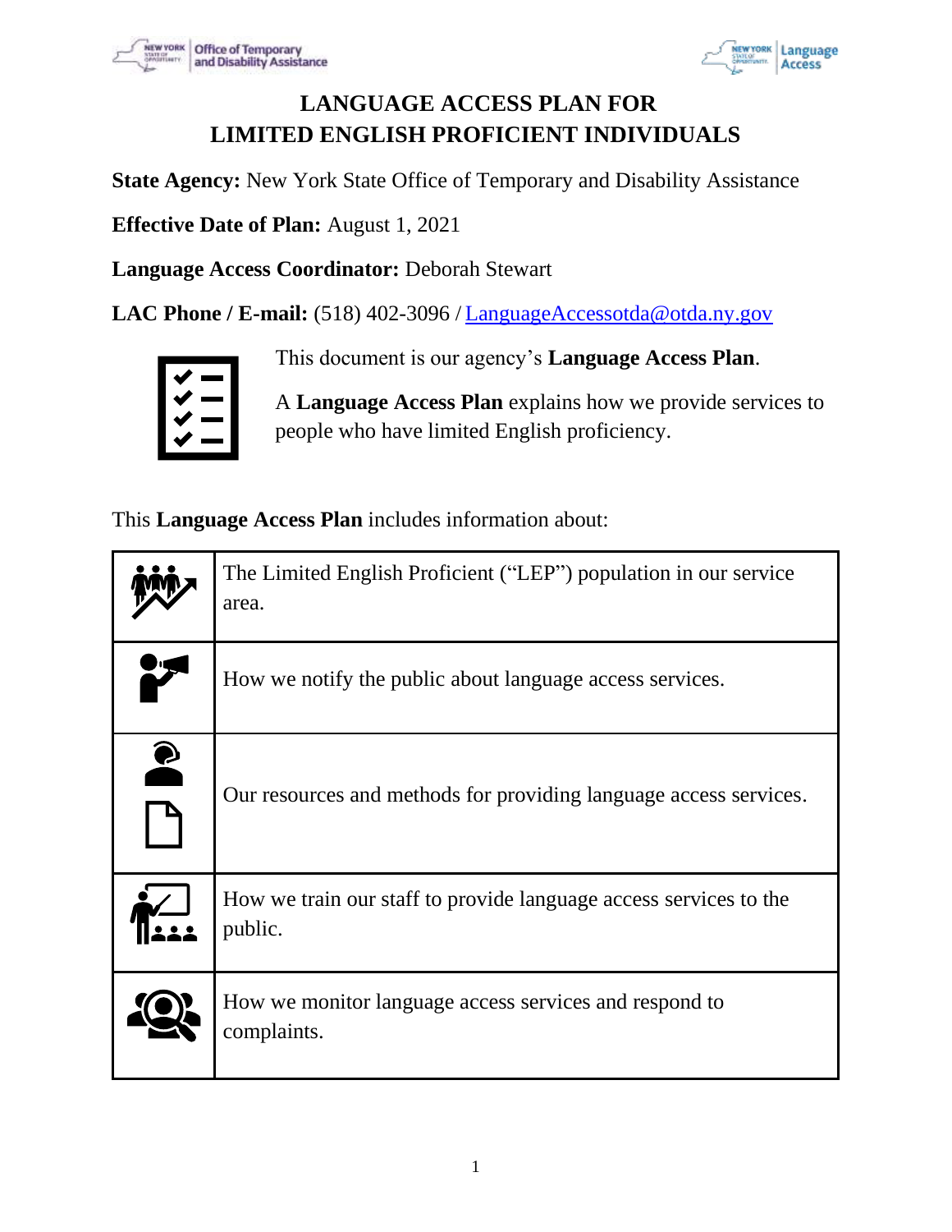# LANGUAGE ACCESS PLAN FOR LIMITED ENGLISH PROFICIENT INDIVIDUALS

**State Agency:** New York State Office of Temporary and Disability Assistance

**Effective Date of Plan:** August 1, 2021

**Language Access Coordinator:** Deborah Stewart

**LAC Phone / E-mail:** (518) 402-3096 / LanguageAccessotda@otda.ny.gov

This document is our agency's **Language Access Plan**.

A **Language Access Plan** explains how we provide services to people who have limited English proficiency.

This **Language Access Plan** includes information about:

| | |
|---|---|
| | The Limited English Proficient ("LEP") population in our service area. |
| | How we notify the public about language access services. |
| | Our resources and methods for providing language access services. |
| | How we train our staff to provide language access services to the public. |
| | How we monitor language access services and respond to complaints. |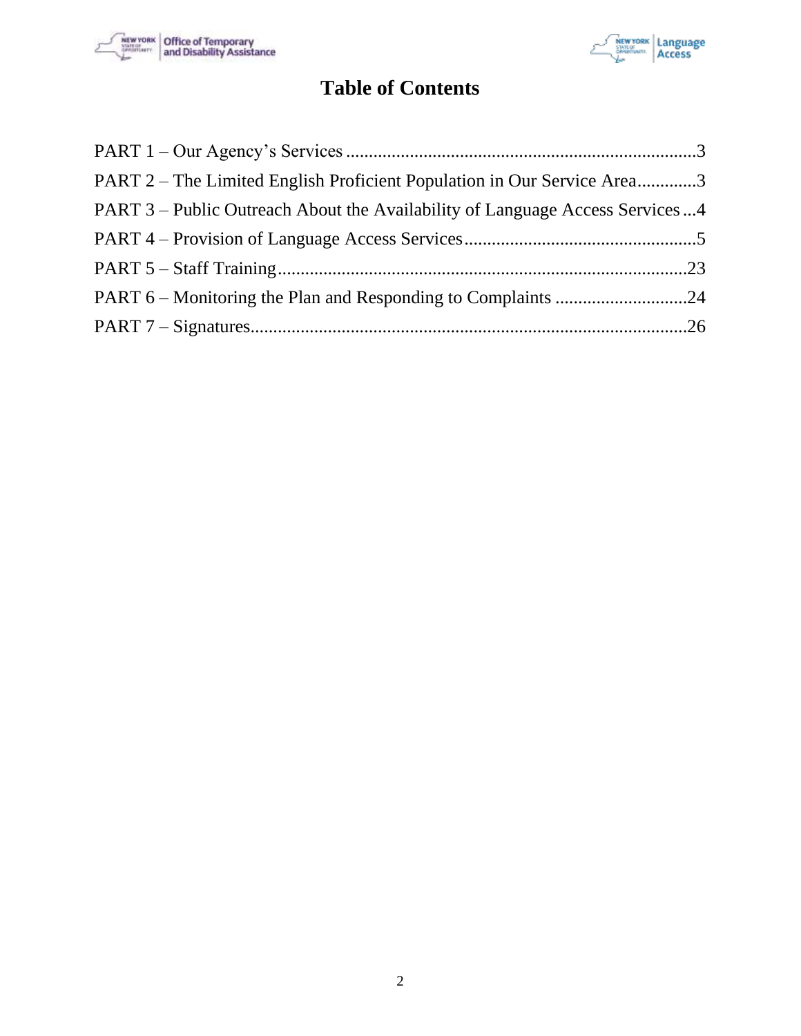# Table of Contents

PART 1 – Our Agency's Services ....................................................................................3

PART 2 – The Limited English Proficient Population in Our Service Area.............3

PART 3 – Public Outreach About the Availability of Language Access Services ...4

PART 4 – Provision of Language Access Services...................................................5

PART 5 – Staff Training..........................................................................................23

PART 6 – Monitoring the Plan and Responding to Complaints .............................24

PART 7 – Signatures................................................................................................26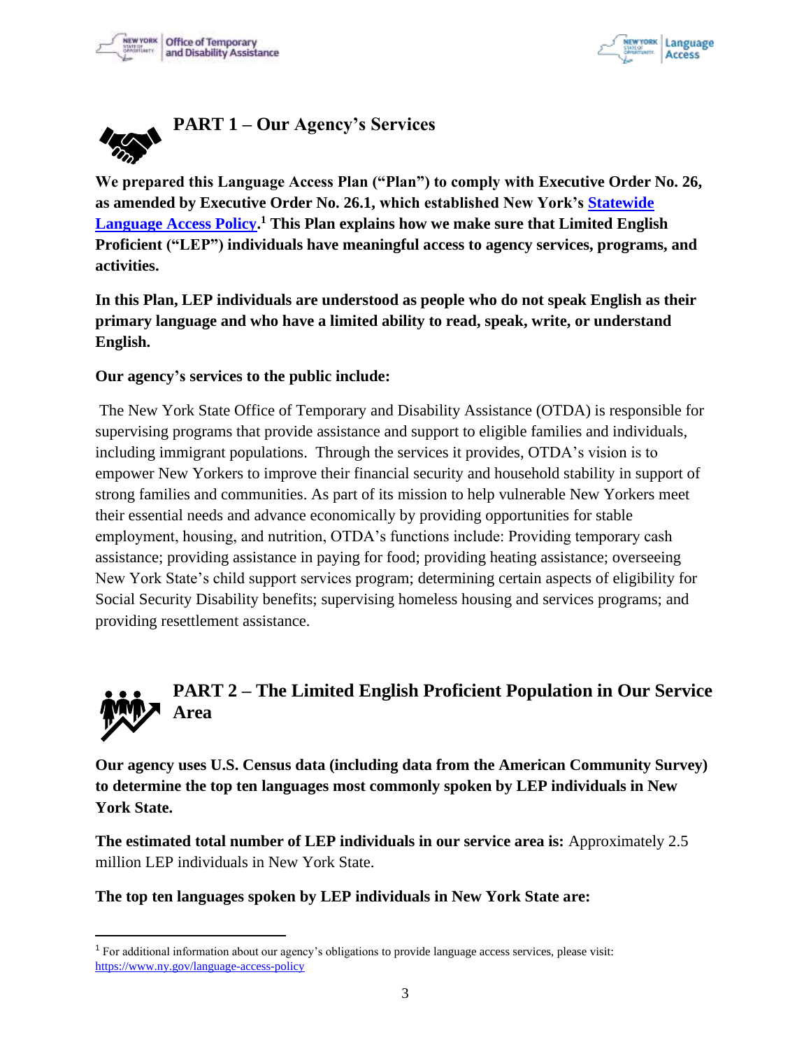## PART 1 – Our Agency's Services

**We prepared this Language Access Plan ("Plan") to comply with Executive Order No. 26, as amended by Executive Order No. 26.1, which established New York's [Statewide Language Access Policy](https://www.ny.gov/language-access-policy).[1] This Plan explains how we make sure that Limited English Proficient ("LEP") individuals have meaningful access to agency services, programs, and activities.**

**In this Plan, LEP individuals are understood as people who do not speak English as their primary language and who have a limited ability to read, speak, write, or understand English.**

**Our agency's services to the public include:**

The New York State Office of Temporary and Disability Assistance (OTDA) is responsible for supervising programs that provide assistance and support to eligible families and individuals, including immigrant populations. Through the services it provides, OTDA's vision is to empower New Yorkers to improve their financial security and household stability in support of strong families and communities. As part of its mission to help vulnerable New Yorkers meet their essential needs and advance economically by providing opportunities for stable employment, housing, and nutrition, OTDA's functions include: Providing temporary cash assistance; providing assistance in paying for food; providing heating assistance; overseeing New York State's child support services program; determining certain aspects of eligibility for Social Security Disability benefits; supervising homeless housing and services programs; and providing resettlement assistance.

## PART 2 – The Limited English Proficient Population in Our Service Area

**Our agency uses U.S. Census data (including data from the American Community Survey) to determine the top ten languages most commonly spoken by LEP individuals in New York State.**

**The estimated total number of LEP individuals in our service area is:** Approximately 2.5 million LEP individuals in New York State.

**The top ten languages spoken by LEP individuals in New York State are:**

---

[1] For additional information about our agency's obligations to provide language access services, please visit: https://www.ny.gov/language-access-policy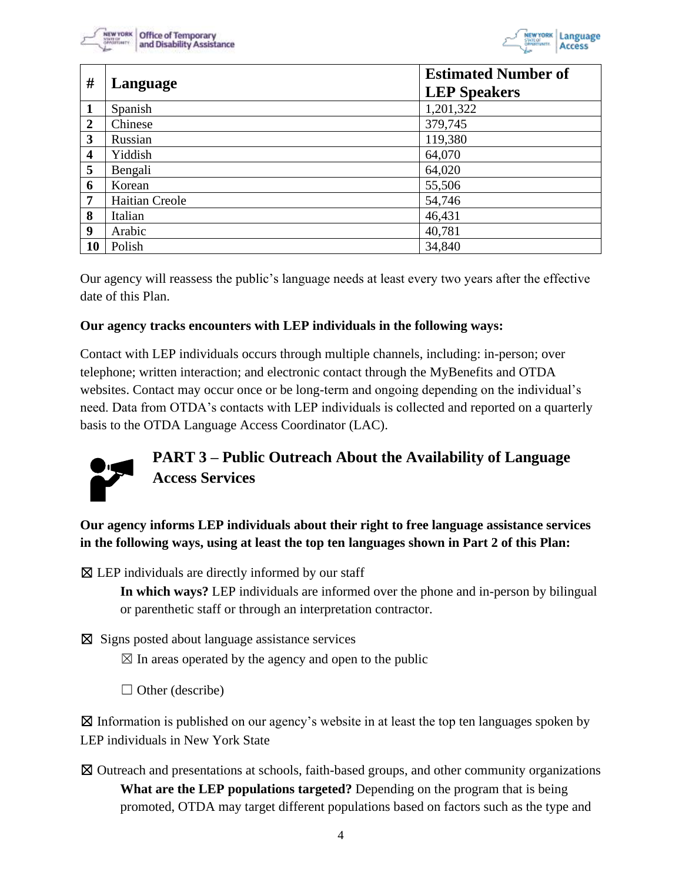| # | Language | Estimated Number of LEP Speakers |
|---|---|---|
| 1 | Spanish | 1,201,322 |
| 2 | Chinese | 379,745 |
| 3 | Russian | 119,380 |
| 4 | Yiddish | 64,070 |
| 5 | Bengali | 64,020 |
| 6 | Korean | 55,506 |
| 7 | Haitian Creole | 54,746 |
| 8 | Italian | 46,431 |
| 9 | Arabic | 40,781 |
| 10 | Polish | 34,840 |

Our agency will reassess the public's language needs at least every two years after the effective date of this Plan.

**Our agency tracks encounters with LEP individuals in the following ways:**

Contact with LEP individuals occurs through multiple channels, including: in-person; over telephone; written interaction; and electronic contact through the MyBenefits and OTDA websites. Contact may occur once or be long-term and ongoing depending on the individual's need. Data from OTDA's contacts with LEP individuals is collected and reported on a quarterly basis to the OTDA Language Access Coordinator (LAC).

## PART 3 – Public Outreach About the Availability of Language Access Services

**Our agency informs LEP individuals about their right to free language assistance services in the following ways, using at least the top ten languages shown in Part 2 of this Plan:**

☒ LEP individuals are directly informed by our staff

> **In which ways?** LEP individuals are informed over the phone and in-person by bilingual or parenthetic staff or through an interpretation contractor.

☒ Signs posted about language assistance services

> ☒ In areas operated by the agency and open to the public
>
> ☐ Other (describe)

☒ Information is published on our agency's website in at least the top ten languages spoken by LEP individuals in New York State

☒ Outreach and presentations at schools, faith-based groups, and other community organizations

> **What are the LEP populations targeted?** Depending on the program that is being promoted, OTDA may target different populations based on factors such as the type and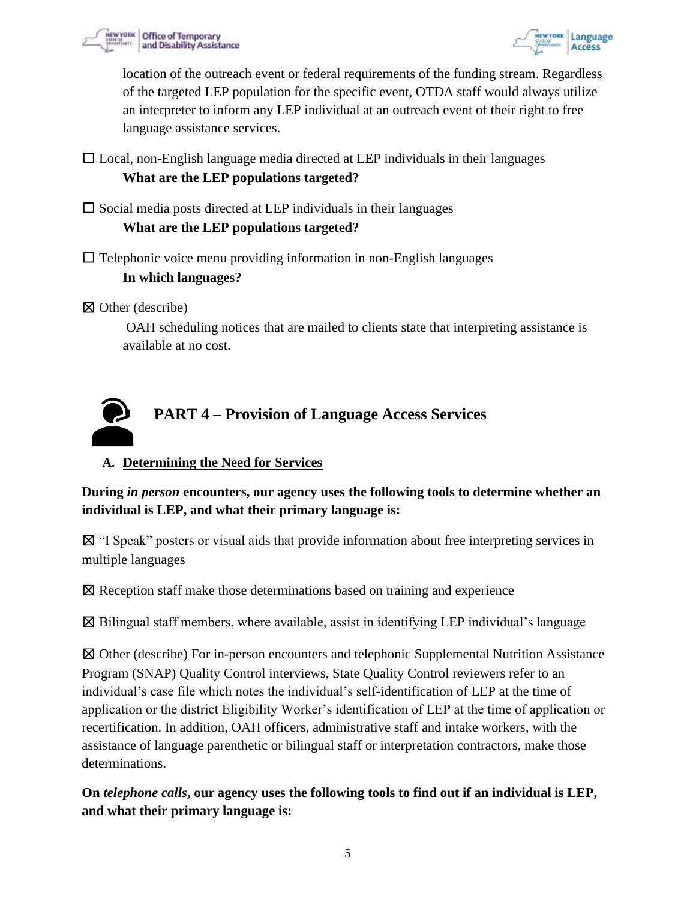location of the outreach event or federal requirements of the funding stream. Regardless of the targeted LEP population for the specific event, OTDA staff would always utilize an interpreter to inform any LEP individual at an outreach event of their right to free language assistance services.

☐ Local, non-English language media directed at LEP individuals in their languages

**What are the LEP populations targeted?**

☐ Social media posts directed at LEP individuals in their languages

**What are the LEP populations targeted?**

☐ Telephonic voice menu providing information in non-English languages

**In which languages?**

☒ Other (describe)

OAH scheduling notices that are mailed to clients state that interpreting assistance is available at no cost.

## PART 4 – Provision of Language Access Services

### A. Determining the Need for Services

**During *in person* encounters, our agency uses the following tools to determine whether an individual is LEP, and what their primary language is:**

☒ "I Speak" posters or visual aids that provide information about free interpreting services in multiple languages

☒ Reception staff make those determinations based on training and experience

☒ Bilingual staff members, where available, assist in identifying LEP individual's language

☒ Other (describe) For in-person encounters and telephonic Supplemental Nutrition Assistance Program (SNAP) Quality Control interviews, State Quality Control reviewers refer to an individual's case file which notes the individual's self-identification of LEP at the time of application or the district Eligibility Worker's identification of LEP at the time of application or recertification. In addition, OAH officers, administrative staff and intake workers, with the assistance of language parenthetic or bilingual staff or interpretation contractors, make those determinations.

**On *telephone calls*, our agency uses the following tools to find out if an individual is LEP, and what their primary language is:**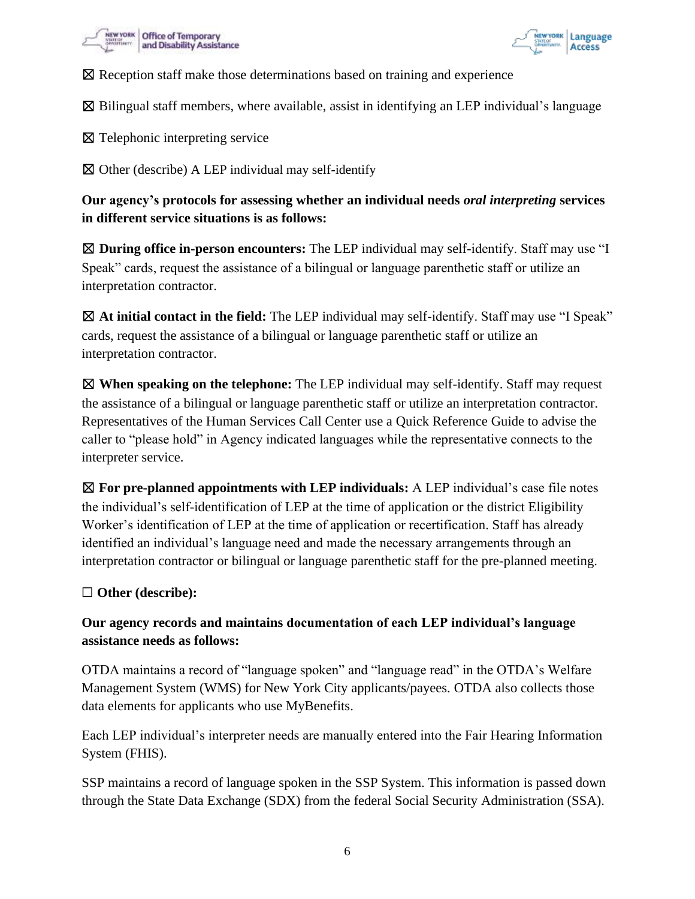☒ Reception staff make those determinations based on training and experience

☒ Bilingual staff members, where available, assist in identifying an LEP individual's language

☒ Telephonic interpreting service

☒ Other (describe) A LEP individual may self-identify

**Our agency's protocols for assessing whether an individual needs *oral interpreting* services in different service situations is as follows:**

☒ **During office in-person encounters:** The LEP individual may self-identify. Staff may use "I Speak" cards, request the assistance of a bilingual or language parenthetic staff or utilize an interpretation contractor.

☒ **At initial contact in the field:** The LEP individual may self-identify. Staff may use "I Speak" cards, request the assistance of a bilingual or language parenthetic staff or utilize an interpretation contractor.

☒ **When speaking on the telephone:** The LEP individual may self-identify. Staff may request the assistance of a bilingual or language parenthetic staff or utilize an interpretation contractor. Representatives of the Human Services Call Center use a Quick Reference Guide to advise the caller to "please hold" in Agency indicated languages while the representative connects to the interpreter service.

☒ **For pre-planned appointments with LEP individuals:** A LEP individual's case file notes the individual's self-identification of LEP at the time of application or the district Eligibility Worker's identification of LEP at the time of application or recertification. Staff has already identified an individual's language need and made the necessary arrangements through an interpretation contractor or bilingual or language parenthetic staff for the pre-planned meeting.

☐ **Other (describe):**

**Our agency records and maintains documentation of each LEP individual's language assistance needs as follows:**

OTDA maintains a record of "language spoken" and "language read" in the OTDA's Welfare Management System (WMS) for New York City applicants/payees. OTDA also collects those data elements for applicants who use MyBenefits.

Each LEP individual's interpreter needs are manually entered into the Fair Hearing Information System (FHIS).

SSP maintains a record of language spoken in the SSP System. This information is passed down through the State Data Exchange (SDX) from the federal Social Security Administration (SSA).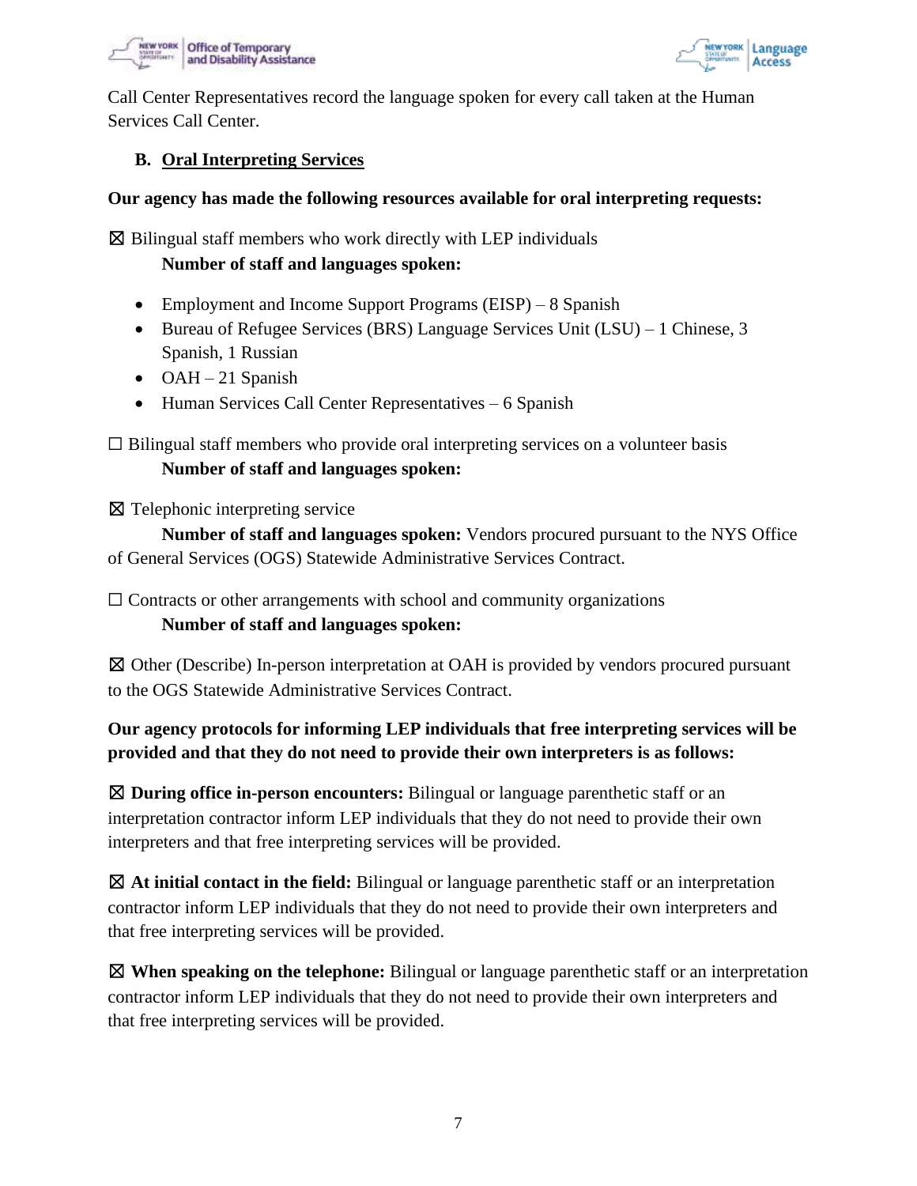Call Center Representatives record the language spoken for every call taken at the Human Services Call Center.

### B. Oral Interpreting Services

**Our agency has made the following resources available for oral interpreting requests:**

☒ Bilingual staff members who work directly with LEP individuals

**Number of staff and languages spoken:**

- Employment and Income Support Programs (EISP) – 8 Spanish
- Bureau of Refugee Services (BRS) Language Services Unit (LSU) – 1 Chinese, 3 Spanish, 1 Russian
- OAH – 21 Spanish
- Human Services Call Center Representatives – 6 Spanish

☐ Bilingual staff members who provide oral interpreting services on a volunteer basis

**Number of staff and languages spoken:**

☒ Telephonic interpreting service

**Number of staff and languages spoken:** Vendors procured pursuant to the NYS Office of General Services (OGS) Statewide Administrative Services Contract.

☐ Contracts or other arrangements with school and community organizations

**Number of staff and languages spoken:**

☒ Other (Describe) In-person interpretation at OAH is provided by vendors procured pursuant to the OGS Statewide Administrative Services Contract.

**Our agency protocols for informing LEP individuals that free interpreting services will be provided and that they do not need to provide their own interpreters is as follows:**

☒ **During office in-person encounters:** Bilingual or language parenthetic staff or an interpretation contractor inform LEP individuals that they do not need to provide their own interpreters and that free interpreting services will be provided.

☒ **At initial contact in the field:** Bilingual or language parenthetic staff or an interpretation contractor inform LEP individuals that they do not need to provide their own interpreters and that free interpreting services will be provided.

☒ **When speaking on the telephone:** Bilingual or language parenthetic staff or an interpretation contractor inform LEP individuals that they do not need to provide their own interpreters and that free interpreting services will be provided.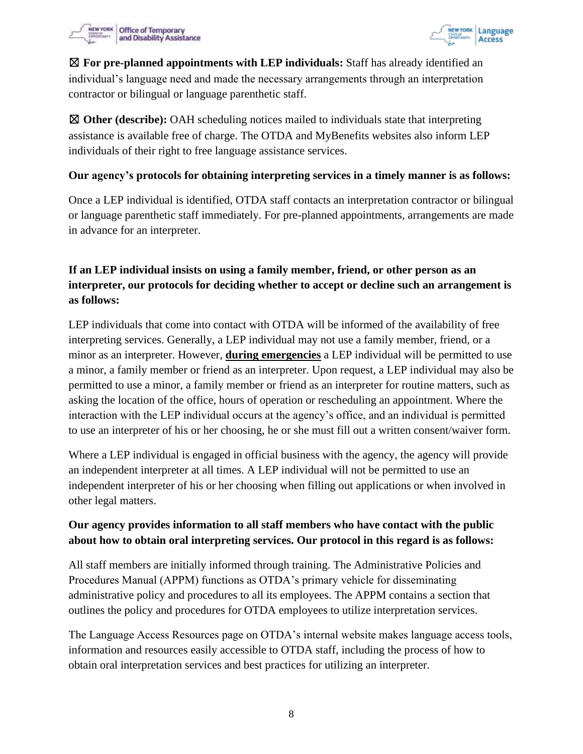☒ **For pre-planned appointments with LEP individuals:** Staff has already identified an individual's language need and made the necessary arrangements through an interpretation contractor or bilingual or language parenthetic staff.

☒ **Other (describe):** OAH scheduling notices mailed to individuals state that interpreting assistance is available free of charge. The OTDA and MyBenefits websites also inform LEP individuals of their right to free language assistance services.

**Our agency's protocols for obtaining interpreting services in a timely manner is as follows:**

Once a LEP individual is identified, OTDA staff contacts an interpretation contractor or bilingual or language parenthetic staff immediately. For pre-planned appointments, arrangements are made in advance for an interpreter.

**If an LEP individual insists on using a family member, friend, or other person as an interpreter, our protocols for deciding whether to accept or decline such an arrangement is as follows:**

LEP individuals that come into contact with OTDA will be informed of the availability of free interpreting services. Generally, a LEP individual may not use a family member, friend, or a minor as an interpreter. However, **during emergencies** a LEP individual will be permitted to use a minor, a family member or friend as an interpreter. Upon request, a LEP individual may also be permitted to use a minor, a family member or friend as an interpreter for routine matters, such as asking the location of the office, hours of operation or rescheduling an appointment. Where the interaction with the LEP individual occurs at the agency's office, and an individual is permitted to use an interpreter of his or her choosing, he or she must fill out a written consent/waiver form.

Where a LEP individual is engaged in official business with the agency, the agency will provide an independent interpreter at all times. A LEP individual will not be permitted to use an independent interpreter of his or her choosing when filling out applications or when involved in other legal matters.

**Our agency provides information to all staff members who have contact with the public about how to obtain oral interpreting services. Our protocol in this regard is as follows:**

All staff members are initially informed through training. The Administrative Policies and Procedures Manual (APPM) functions as OTDA's primary vehicle for disseminating administrative policy and procedures to all its employees. The APPM contains a section that outlines the policy and procedures for OTDA employees to utilize interpretation services.

The Language Access Resources page on OTDA's internal website makes language access tools, information and resources easily accessible to OTDA staff, including the process of how to obtain oral interpretation services and best practices for utilizing an interpreter.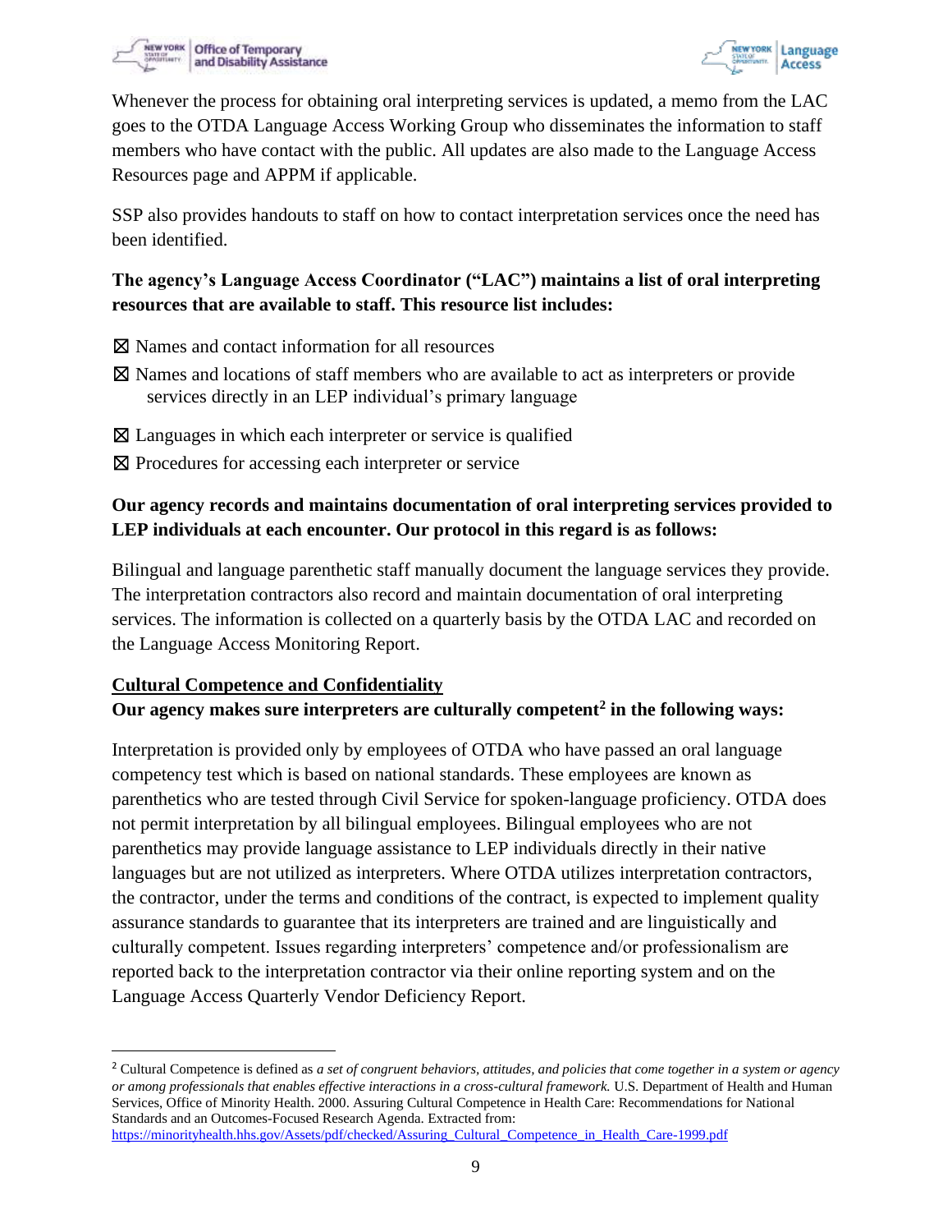Whenever the process for obtaining oral interpreting services is updated, a memo from the LAC goes to the OTDA Language Access Working Group who disseminates the information to staff members who have contact with the public. All updates are also made to the Language Access Resources page and APPM if applicable.

SSP also provides handouts to staff on how to contact interpretation services once the need has been identified.

**The agency's Language Access Coordinator ("LAC") maintains a list of oral interpreting resources that are available to staff. This resource list includes:**

☒ Names and contact information for all resources

☒ Names and locations of staff members who are available to act as interpreters or provide services directly in an LEP individual's primary language

☒ Languages in which each interpreter or service is qualified

☒ Procedures for accessing each interpreter or service

**Our agency records and maintains documentation of oral interpreting services provided to LEP individuals at each encounter. Our protocol in this regard is as follows:**

Bilingual and language parenthetic staff manually document the language services they provide. The interpretation contractors also record and maintain documentation of oral interpreting services. The information is collected on a quarterly basis by the OTDA LAC and recorded on the Language Access Monitoring Report.

__**Cultural Competence and Confidentiality**__

**Our agency makes sure interpreters are culturally competent[2] in the following ways:**

Interpretation is provided only by employees of OTDA who have passed an oral language competency test which is based on national standards. These employees are known as parenthetics who are tested through Civil Service for spoken-language proficiency. OTDA does not permit interpretation by all bilingual employees. Bilingual employees who are not parenthetics may provide language assistance to LEP individuals directly in their native languages but are not utilized as interpreters. Where OTDA utilizes interpretation contractors, the contractor, under the terms and conditions of the contract, is expected to implement quality assurance standards to guarantee that its interpreters are trained and are linguistically and culturally competent. Issues regarding interpreters' competence and/or professionalism are reported back to the interpretation contractor via their online reporting system and on the Language Access Quarterly Vendor Deficiency Report.

---

[2] Cultural Competence is defined as *a set of congruent behaviors, attitudes, and policies that come together in a system or agency or among professionals that enables effective interactions in a cross-cultural framework.* U.S. Department of Health and Human Services, Office of Minority Health. 2000. Assuring Cultural Competence in Health Care: Recommendations for National Standards and an Outcomes-Focused Research Agenda. Extracted from: https://minorityhealth.hhs.gov/Assets/pdf/checked/Assuring_Cultural_Competence_in_Health_Care-1999.pdf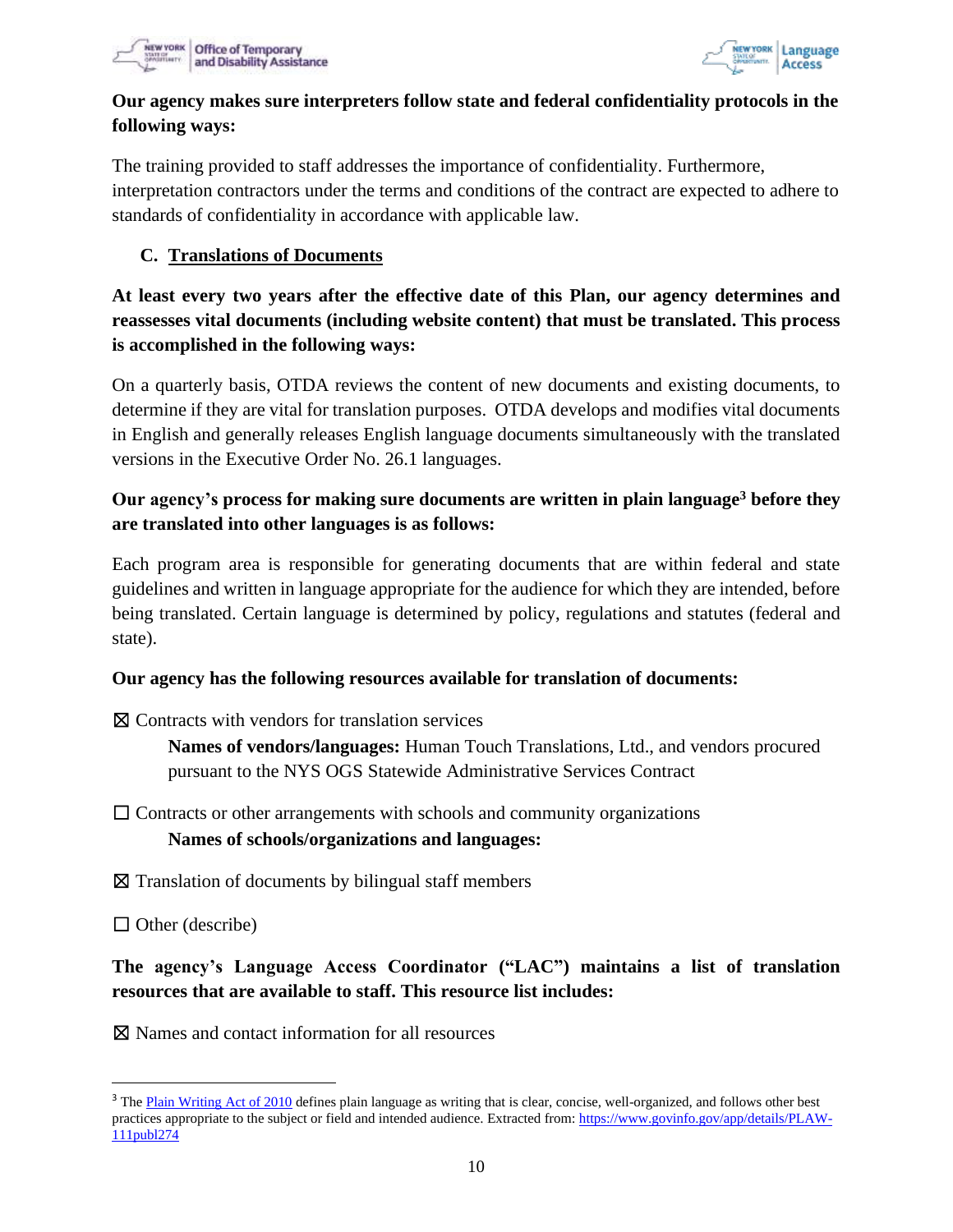**Our agency makes sure interpreters follow state and federal confidentiality protocols in the following ways:**

The training provided to staff addresses the importance of confidentiality. Furthermore, interpretation contractors under the terms and conditions of the contract are expected to adhere to standards of confidentiality in accordance with applicable law.

### C. Translations of Documents

**At least every two years after the effective date of this Plan, our agency determines and reassesses vital documents (including website content) that must be translated. This process is accomplished in the following ways:**

On a quarterly basis, OTDA reviews the content of new documents and existing documents, to determine if they are vital for translation purposes. OTDA develops and modifies vital documents in English and generally releases English language documents simultaneously with the translated versions in the Executive Order No. 26.1 languages.

**Our agency's process for making sure documents are written in plain language[3] before they are translated into other languages is as follows:**

Each program area is responsible for generating documents that are within federal and state guidelines and written in language appropriate for the audience for which they are intended, before being translated. Certain language is determined by policy, regulations and statutes (federal and state).

**Our agency has the following resources available for translation of documents:**

☒ Contracts with vendors for translation services

**Names of vendors/languages:** Human Touch Translations, Ltd., and vendors procured pursuant to the NYS OGS Statewide Administrative Services Contract

☐ Contracts or other arrangements with schools and community organizations

**Names of schools/organizations and languages:**

☒ Translation of documents by bilingual staff members

☐ Other (describe)

**The agency's Language Access Coordinator ("LAC") maintains a list of translation resources that are available to staff. This resource list includes:**

☒ Names and contact information for all resources

---

[3] The Plain Writing Act of 2010 defines plain language as writing that is clear, concise, well-organized, and follows other best practices appropriate to the subject or field and intended audience. Extracted from: https://www.govinfo.gov/app/details/PLAW-111publ274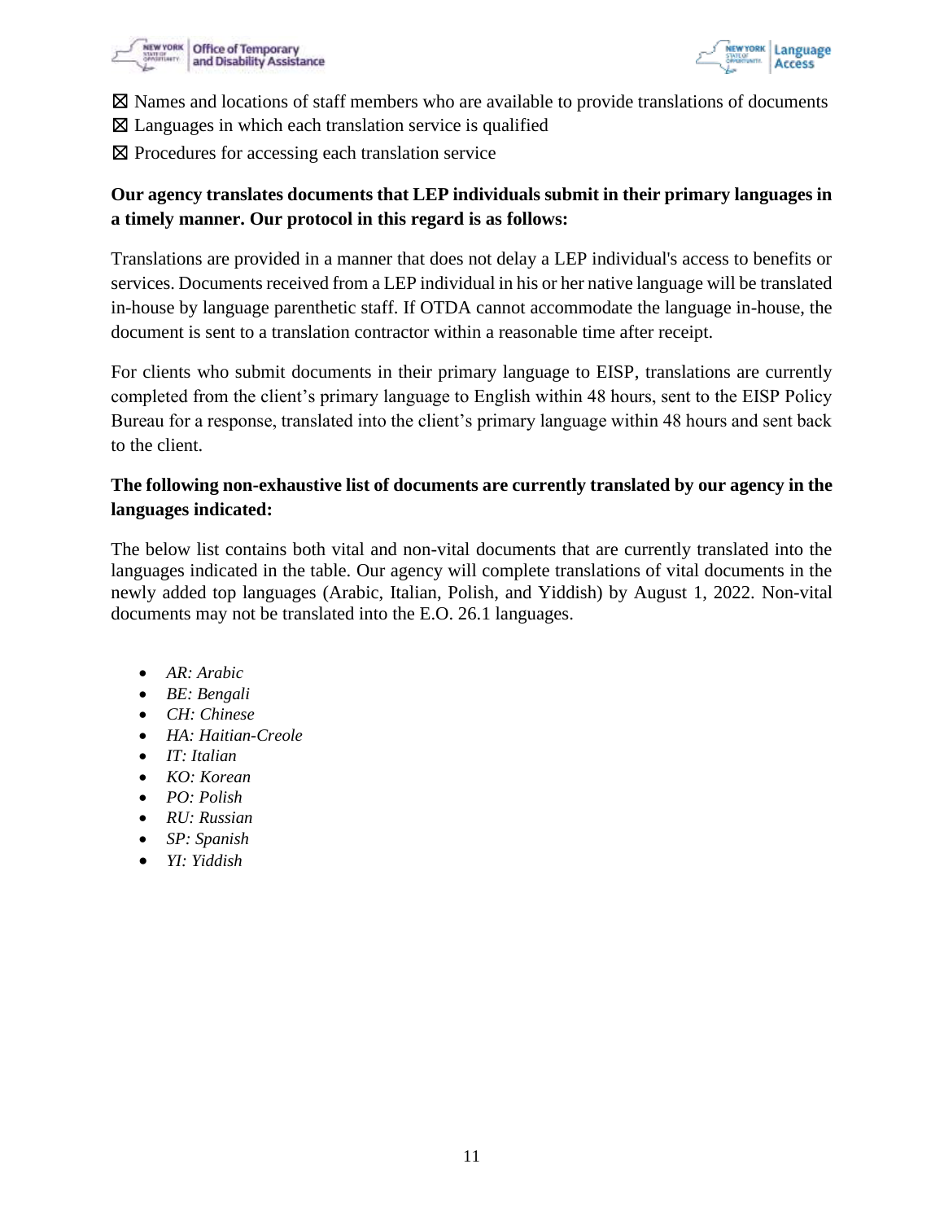☒ Names and locations of staff members who are available to provide translations of documents
☒ Languages in which each translation service is qualified
☒ Procedures for accessing each translation service

**Our agency translates documents that LEP individuals submit in their primary languages in a timely manner. Our protocol in this regard is as follows:**

Translations are provided in a manner that does not delay a LEP individual's access to benefits or services. Documents received from a LEP individual in his or her native language will be translated in-house by language parenthetic staff. If OTDA cannot accommodate the language in-house, the document is sent to a translation contractor within a reasonable time after receipt.

For clients who submit documents in their primary language to EISP, translations are currently completed from the client's primary language to English within 48 hours, sent to the EISP Policy Bureau for a response, translated into the client's primary language within 48 hours and sent back to the client.

**The following non-exhaustive list of documents are currently translated by our agency in the languages indicated:**

The below list contains both vital and non-vital documents that are currently translated into the languages indicated in the table. Our agency will complete translations of vital documents in the newly added top languages (Arabic, Italian, Polish, and Yiddish) by August 1, 2022. Non-vital documents may not be translated into the E.O. 26.1 languages.

- *AR: Arabic*
- *BE: Bengali*
- *CH: Chinese*
- *HA: Haitian-Creole*
- *IT: Italian*
- *KO: Korean*
- *PO: Polish*
- *RU: Russian*
- *SP: Spanish*
- *YI: Yiddish*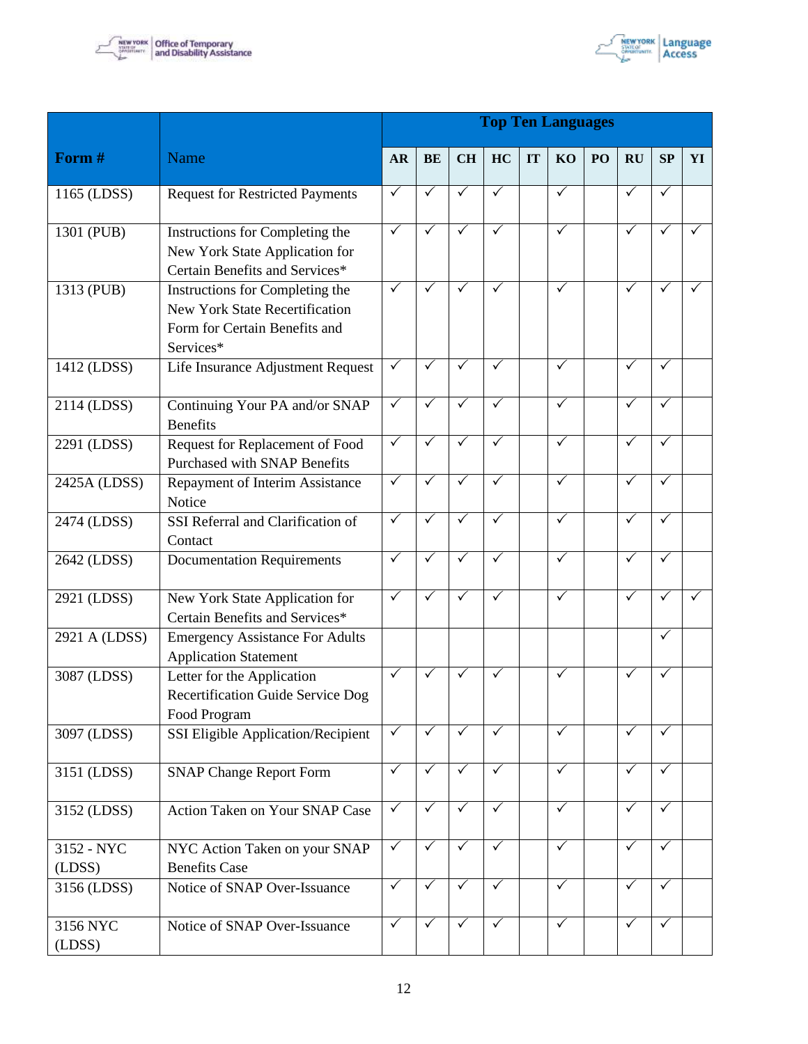| Form # | Name | Top Ten Languages | | | | | | | | | |
|---|---|---|---|---|---|---|---|---|---|---|---|
| | | AR | BE | CH | HC | IT | KO | PO | RU | SP | YI |
| 1165 (LDSS) | Request for Restricted Payments | ✓ | ✓ | ✓ | ✓ | | ✓ | | ✓ | ✓ | |
| 1301 (PUB) | Instructions for Completing the New York State Application for Certain Benefits and Services* | ✓ | ✓ | ✓ | ✓ | | ✓ | | ✓ | ✓ | ✓ |
| 1313 (PUB) | Instructions for Completing the New York State Recertification Form for Certain Benefits and Services* | ✓ | ✓ | ✓ | ✓ | | ✓ | | ✓ | ✓ | ✓ |
| 1412 (LDSS) | Life Insurance Adjustment Request | ✓ | ✓ | ✓ | ✓ | | ✓ | | ✓ | ✓ | |
| 2114 (LDSS) | Continuing Your PA and/or SNAP Benefits | ✓ | ✓ | ✓ | ✓ | | ✓ | | ✓ | ✓ | |
| 2291 (LDSS) | Request for Replacement of Food Purchased with SNAP Benefits | ✓ | ✓ | ✓ | ✓ | | ✓ | | ✓ | ✓ | |
| 2425A (LDSS) | Repayment of Interim Assistance Notice | ✓ | ✓ | ✓ | ✓ | | ✓ | | ✓ | ✓ | |
| 2474 (LDSS) | SSI Referral and Clarification of Contact | ✓ | ✓ | ✓ | ✓ | | ✓ | | ✓ | ✓ | |
| 2642 (LDSS) | Documentation Requirements | ✓ | ✓ | ✓ | ✓ | | ✓ | | ✓ | ✓ | |
| 2921 (LDSS) | New York State Application for Certain Benefits and Services* | ✓ | ✓ | ✓ | ✓ | | ✓ | | ✓ | ✓ | ✓ |
| 2921 A (LDSS) | Emergency Assistance For Adults Application Statement | | | | | | | | | ✓ | |
| 3087 (LDSS) | Letter for the Application Recertification Guide Service Dog Food Program | ✓ | ✓ | ✓ | ✓ | | ✓ | | ✓ | ✓ | |
| 3097 (LDSS) | SSI Eligible Application/Recipient | ✓ | ✓ | ✓ | ✓ | | ✓ | | ✓ | ✓ | |
| 3151 (LDSS) | SNAP Change Report Form | ✓ | ✓ | ✓ | ✓ | | ✓ | | ✓ | ✓ | |
| 3152 (LDSS) | Action Taken on Your SNAP Case | ✓ | ✓ | ✓ | ✓ | | ✓ | | ✓ | ✓ | |
| 3152 - NYC (LDSS) | NYC Action Taken on your SNAP Benefits Case | ✓ | ✓ | ✓ | ✓ | | ✓ | | ✓ | ✓ | |
| 3156 (LDSS) | Notice of SNAP Over-Issuance | ✓ | ✓ | ✓ | ✓ | | ✓ | | ✓ | ✓ | |
| 3156 NYC (LDSS) | Notice of SNAP Over-Issuance | ✓ | ✓ | ✓ | ✓ | | ✓ | | ✓ | ✓ | |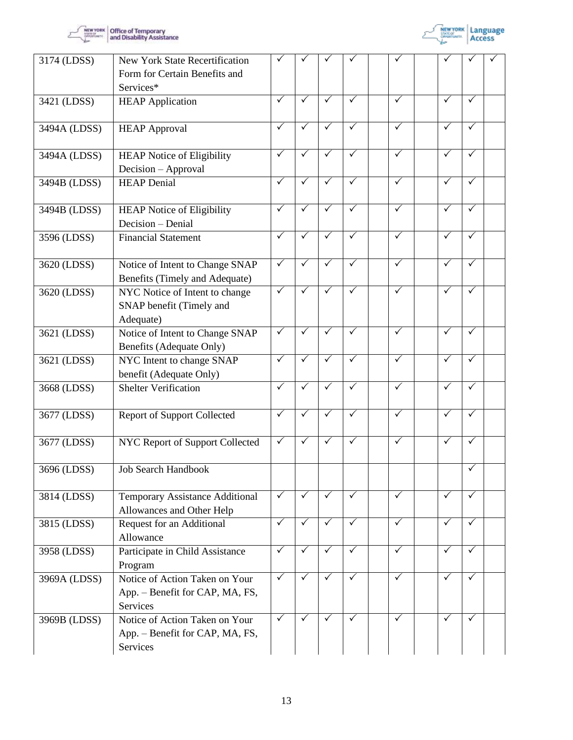| | | | | | | | | | | | |
|---|---|---|---|---|---|---|---|---|---|---|---|
| 3174 (LDSS) | New York State Recertification Form for Certain Benefits and Services* | ✓ | ✓ | ✓ | ✓ | | ✓ | | ✓ | ✓ | ✓ |
| 3421 (LDSS) | HEAP Application | ✓ | ✓ | ✓ | ✓ | | ✓ | | ✓ | ✓ | |
| 3494A (LDSS) | HEAP Approval | ✓ | ✓ | ✓ | ✓ | | ✓ | | ✓ | ✓ | |
| 3494A (LDSS) | HEAP Notice of Eligibility Decision – Approval | ✓ | ✓ | ✓ | ✓ | | ✓ | | ✓ | ✓ | |
| 3494B (LDSS) | HEAP Denial | ✓ | ✓ | ✓ | ✓ | | ✓ | | ✓ | ✓ | |
| 3494B (LDSS) | HEAP Notice of Eligibility Decision – Denial | ✓ | ✓ | ✓ | ✓ | | ✓ | | ✓ | ✓ | |
| 3596 (LDSS) | Financial Statement | ✓ | ✓ | ✓ | ✓ | | ✓ | | ✓ | ✓ | |
| 3620 (LDSS) | Notice of Intent to Change SNAP Benefits (Timely and Adequate) | ✓ | ✓ | ✓ | ✓ | | ✓ | | ✓ | ✓ | |
| 3620 (LDSS) | NYC Notice of Intent to change SNAP benefit (Timely and Adequate) | ✓ | ✓ | ✓ | ✓ | | ✓ | | ✓ | ✓ | |
| 3621 (LDSS) | Notice of Intent to Change SNAP Benefits (Adequate Only) | ✓ | ✓ | ✓ | ✓ | | ✓ | | ✓ | ✓ | |
| 3621 (LDSS) | NYC Intent to change SNAP benefit (Adequate Only) | ✓ | ✓ | ✓ | ✓ | | ✓ | | ✓ | ✓ | |
| 3668 (LDSS) | Shelter Verification | ✓ | ✓ | ✓ | ✓ | | ✓ | | ✓ | ✓ | |
| 3677 (LDSS) | Report of Support Collected | ✓ | ✓ | ✓ | ✓ | | ✓ | | ✓ | ✓ | |
| 3677 (LDSS) | NYC Report of Support Collected | ✓ | ✓ | ✓ | ✓ | | ✓ | | ✓ | ✓ | |
| 3696 (LDSS) | Job Search Handbook | | | | | | | | | ✓ | |
| 3814 (LDSS) | Temporary Assistance Additional Allowances and Other Help | ✓ | ✓ | ✓ | ✓ | | ✓ | | ✓ | ✓ | |
| 3815 (LDSS) | Request for an Additional Allowance | ✓ | ✓ | ✓ | ✓ | | ✓ | | ✓ | ✓ | |
| 3958 (LDSS) | Participate in Child Assistance Program | ✓ | ✓ | ✓ | ✓ | | ✓ | | ✓ | ✓ | |
| 3969A (LDSS) | Notice of Action Taken on Your App. – Benefit for CAP, MA, FS, Services | ✓ | ✓ | ✓ | ✓ | | ✓ | | ✓ | ✓ | |
| 3969B (LDSS) | Notice of Action Taken on Your App. – Benefit for CAP, MA, FS, Services | ✓ | ✓ | ✓ | ✓ | | ✓ | | ✓ | ✓ | |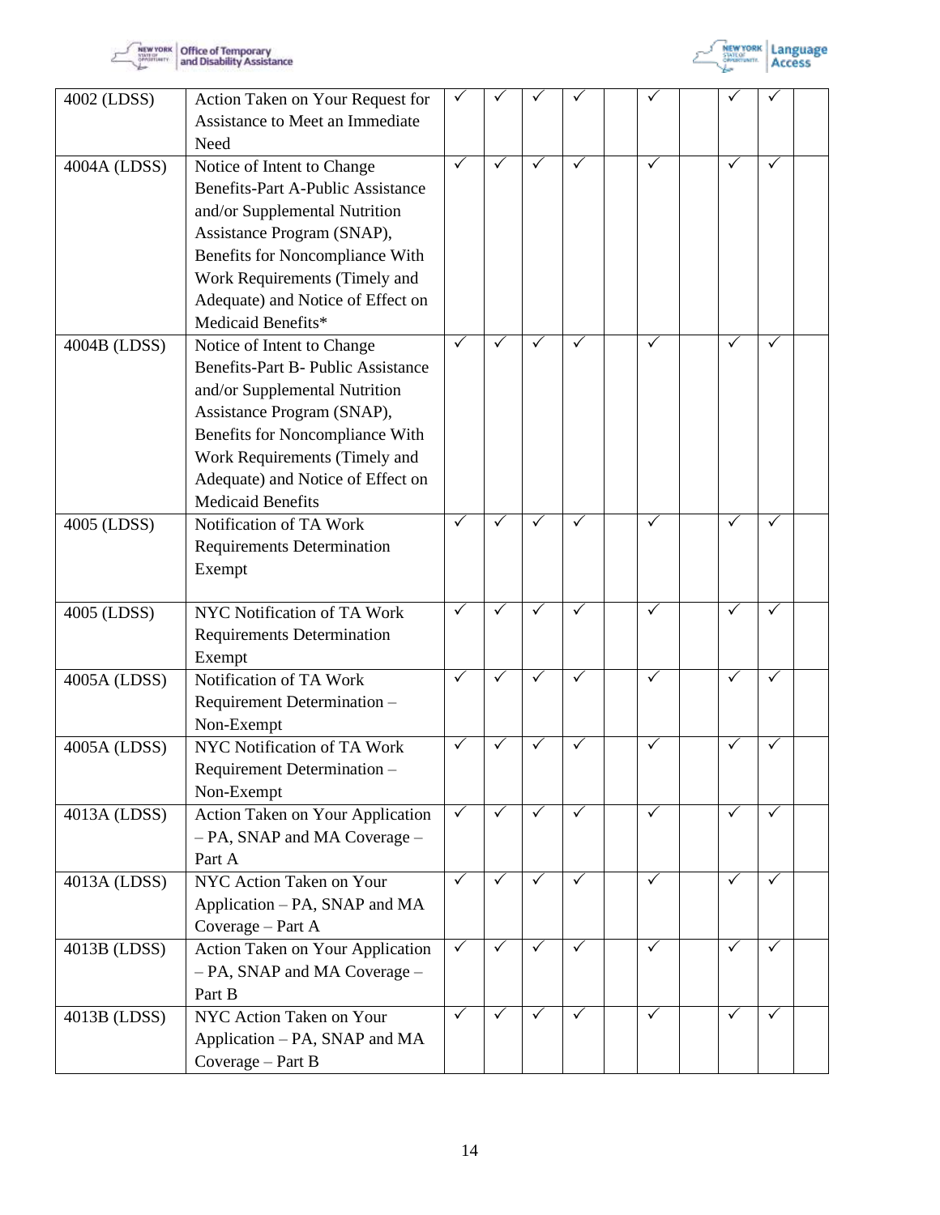| | | | | | | | | | | | |
|---|---|---|---|---|---|---|---|---|---|---|---|
| 4002 (LDSS) | Action Taken on Your Request for Assistance to Meet an Immediate Need | ✓ | ✓ | ✓ | ✓ | | ✓ | | ✓ | ✓ | |
| 4004A (LDSS) | Notice of Intent to Change Benefits-Part A-Public Assistance and/or Supplemental Nutrition Assistance Program (SNAP), Benefits for Noncompliance With Work Requirements (Timely and Adequate) and Notice of Effect on Medicaid Benefits* | ✓ | ✓ | ✓ | ✓ | | ✓ | | ✓ | ✓ | |
| 4004B (LDSS) | Notice of Intent to Change Benefits-Part B- Public Assistance and/or Supplemental Nutrition Assistance Program (SNAP), Benefits for Noncompliance With Work Requirements (Timely and Adequate) and Notice of Effect on Medicaid Benefits | ✓ | ✓ | ✓ | ✓ | | ✓ | | ✓ | ✓ | |
| 4005 (LDSS) | Notification of TA Work Requirements Determination Exempt | ✓ | ✓ | ✓ | ✓ | | ✓ | | ✓ | ✓ | |
| 4005 (LDSS) | NYC Notification of TA Work Requirements Determination Exempt | ✓ | ✓ | ✓ | ✓ | | ✓ | | ✓ | ✓ | |
| 4005A (LDSS) | Notification of TA Work Requirement Determination – Non-Exempt | ✓ | ✓ | ✓ | ✓ | | ✓ | | ✓ | ✓ | |
| 4005A (LDSS) | NYC Notification of TA Work Requirement Determination – Non-Exempt | ✓ | ✓ | ✓ | ✓ | | ✓ | | ✓ | ✓ | |
| 4013A (LDSS) | Action Taken on Your Application – PA, SNAP and MA Coverage – Part A | ✓ | ✓ | ✓ | ✓ | | ✓ | | ✓ | ✓ | |
| 4013A (LDSS) | NYC Action Taken on Your Application – PA, SNAP and MA Coverage – Part A | ✓ | ✓ | ✓ | ✓ | | ✓ | | ✓ | ✓ | |
| 4013B (LDSS) | Action Taken on Your Application – PA, SNAP and MA Coverage – Part B | ✓ | ✓ | ✓ | ✓ | | ✓ | | ✓ | ✓ | |
| 4013B (LDSS) | NYC Action Taken on Your Application – PA, SNAP and MA Coverage – Part B | ✓ | ✓ | ✓ | ✓ | | ✓ | | ✓ | ✓ | |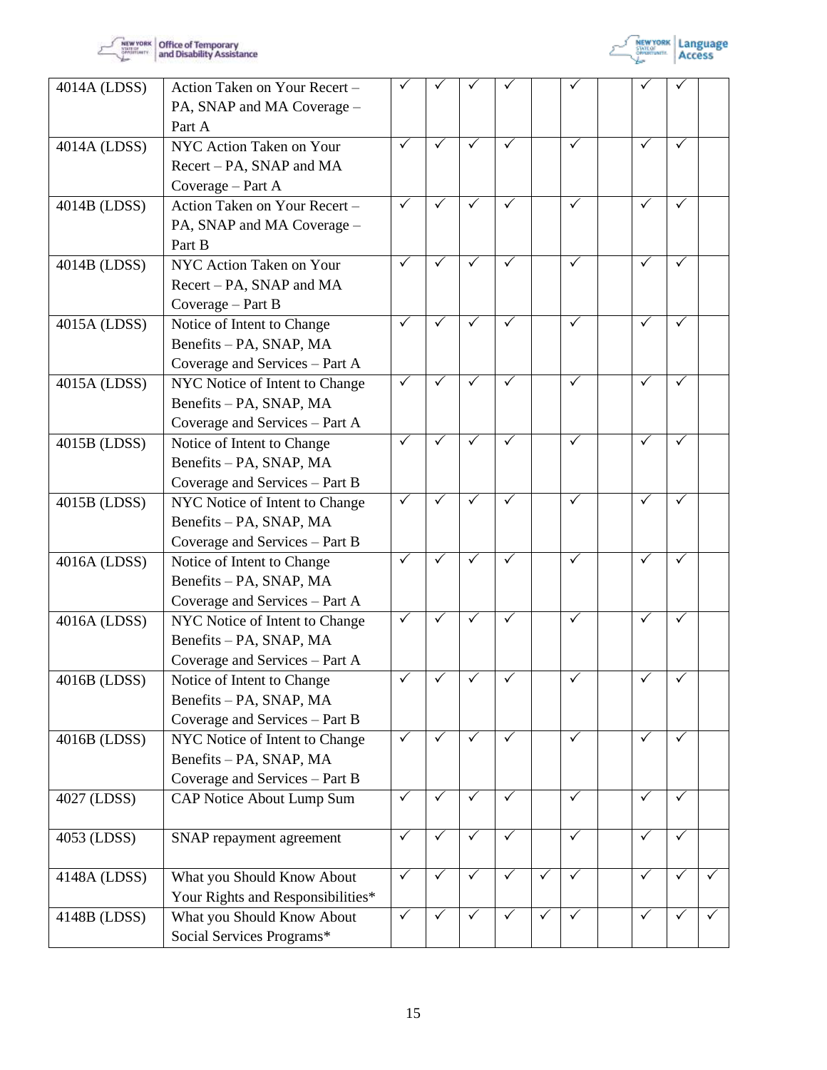| | | | | | | | | | | | |
|---|---|---|---|---|---|---|---|---|---|---|---|
| 4014A (LDSS) | Action Taken on Your Recert – PA, SNAP and MA Coverage – Part A | ✓ | ✓ | ✓ | ✓ | | ✓ | | ✓ | ✓ | |
| 4014A (LDSS) | NYC Action Taken on Your Recert – PA, SNAP and MA Coverage – Part A | ✓ | ✓ | ✓ | ✓ | | ✓ | | ✓ | ✓ | |
| 4014B (LDSS) | Action Taken on Your Recert – PA, SNAP and MA Coverage – Part B | ✓ | ✓ | ✓ | ✓ | | ✓ | | ✓ | ✓ | |
| 4014B (LDSS) | NYC Action Taken on Your Recert – PA, SNAP and MA Coverage – Part B | ✓ | ✓ | ✓ | ✓ | | ✓ | | ✓ | ✓ | |
| 4015A (LDSS) | Notice of Intent to Change Benefits – PA, SNAP, MA Coverage and Services – Part A | ✓ | ✓ | ✓ | ✓ | | ✓ | | ✓ | ✓ | |
| 4015A (LDSS) | NYC Notice of Intent to Change Benefits – PA, SNAP, MA Coverage and Services – Part A | ✓ | ✓ | ✓ | ✓ | | ✓ | | ✓ | ✓ | |
| 4015B (LDSS) | Notice of Intent to Change Benefits – PA, SNAP, MA Coverage and Services – Part B | ✓ | ✓ | ✓ | ✓ | | ✓ | | ✓ | ✓ | |
| 4015B (LDSS) | NYC Notice of Intent to Change Benefits – PA, SNAP, MA Coverage and Services – Part B | ✓ | ✓ | ✓ | ✓ | | ✓ | | ✓ | ✓ | |
| 4016A (LDSS) | Notice of Intent to Change Benefits – PA, SNAP, MA Coverage and Services – Part A | ✓ | ✓ | ✓ | ✓ | | ✓ | | ✓ | ✓ | |
| 4016A (LDSS) | NYC Notice of Intent to Change Benefits – PA, SNAP, MA Coverage and Services – Part A | ✓ | ✓ | ✓ | ✓ | | ✓ | | ✓ | ✓ | |
| 4016B (LDSS) | Notice of Intent to Change Benefits – PA, SNAP, MA Coverage and Services – Part B | ✓ | ✓ | ✓ | ✓ | | ✓ | | ✓ | ✓ | |
| 4016B (LDSS) | NYC Notice of Intent to Change Benefits – PA, SNAP, MA Coverage and Services – Part B | ✓ | ✓ | ✓ | ✓ | | ✓ | | ✓ | ✓ | |
| 4027 (LDSS) | CAP Notice About Lump Sum | ✓ | ✓ | ✓ | ✓ | | ✓ | | ✓ | ✓ | |
| 4053 (LDSS) | SNAP repayment agreement | ✓ | ✓ | ✓ | ✓ | | ✓ | | ✓ | ✓ | |
| 4148A (LDSS) | What you Should Know About Your Rights and Responsibilities* | ✓ | ✓ | ✓ | ✓ | ✓ | ✓ | | ✓ | ✓ | ✓ |
| 4148B (LDSS) | What you Should Know About Social Services Programs* | ✓ | ✓ | ✓ | ✓ | ✓ | ✓ | | ✓ | ✓ | ✓ |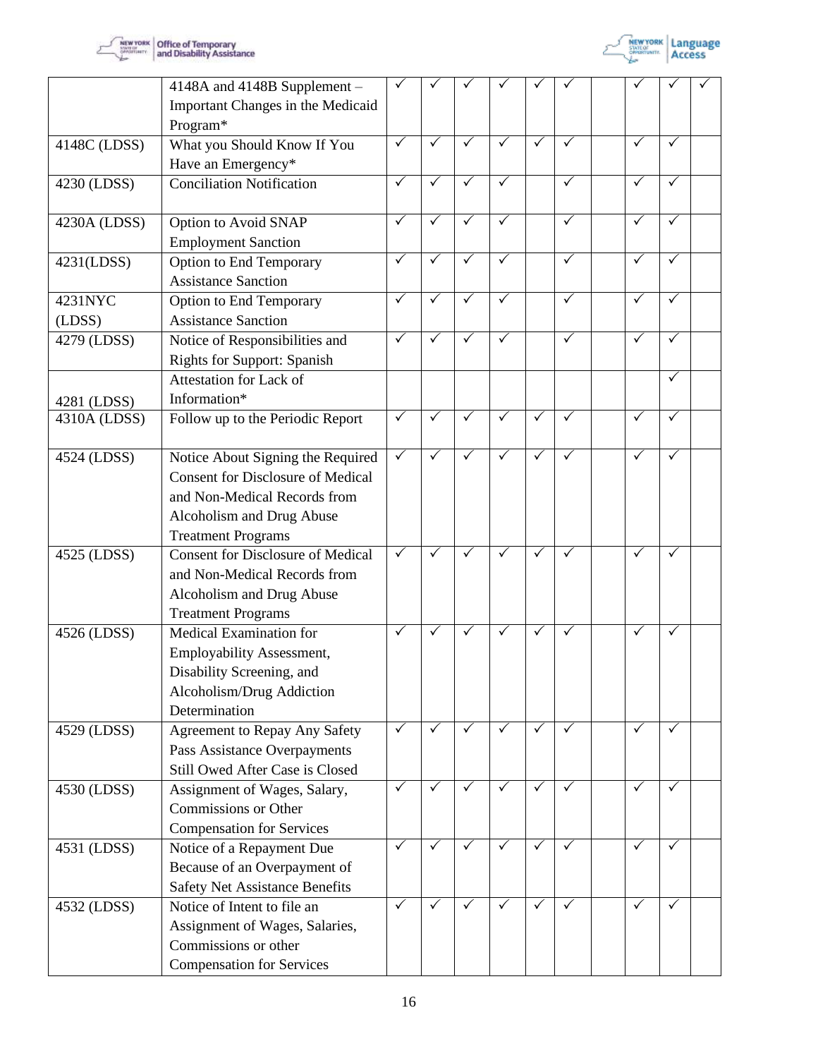| | | | | | | | | | | | |
|---|---|---|---|---|---|---|---|---|---|---|---|
| | 4148A and 4148B Supplement – Important Changes in the Medicaid Program* | ✓ | ✓ | ✓ | ✓ | ✓ | ✓ | | ✓ | ✓ | ✓ |
| 4148C (LDSS) | What you Should Know If You Have an Emergency* | ✓ | ✓ | ✓ | ✓ | ✓ | ✓ | | ✓ | ✓ | |
| 4230 (LDSS) | Conciliation Notification | ✓ | ✓ | ✓ | ✓ | | ✓ | | ✓ | ✓ | |
| 4230A (LDSS) | Option to Avoid SNAP Employment Sanction | ✓ | ✓ | ✓ | ✓ | | ✓ | | ✓ | ✓ | |
| 4231(LDSS) | Option to End Temporary Assistance Sanction | ✓ | ✓ | ✓ | ✓ | | ✓ | | ✓ | ✓ | |
| 4231NYC (LDSS) | Option to End Temporary Assistance Sanction | ✓ | ✓ | ✓ | ✓ | | ✓ | | ✓ | ✓ | |
| 4279 (LDSS) | Notice of Responsibilities and Rights for Support: Spanish | ✓ | ✓ | ✓ | ✓ | | ✓ | | ✓ | ✓ | |
| 4281 (LDSS) | Attestation for Lack of Information* | | | | | | | | | ✓ | |
| 4310A (LDSS) | Follow up to the Periodic Report | ✓ | ✓ | ✓ | ✓ | ✓ | ✓ | | ✓ | ✓ | |
| 4524 (LDSS) | Notice About Signing the Required Consent for Disclosure of Medical and Non-Medical Records from Alcoholism and Drug Abuse Treatment Programs | ✓ | ✓ | ✓ | ✓ | ✓ | ✓ | | ✓ | ✓ | |
| 4525 (LDSS) | Consent for Disclosure of Medical and Non-Medical Records from Alcoholism and Drug Abuse Treatment Programs | ✓ | ✓ | ✓ | ✓ | ✓ | ✓ | | ✓ | ✓ | |
| 4526 (LDSS) | Medical Examination for Employability Assessment, Disability Screening, and Alcoholism/Drug Addiction Determination | ✓ | ✓ | ✓ | ✓ | ✓ | ✓ | | ✓ | ✓ | |
| 4529 (LDSS) | Agreement to Repay Any Safety Pass Assistance Overpayments Still Owed After Case is Closed | ✓ | ✓ | ✓ | ✓ | ✓ | ✓ | | ✓ | ✓ | |
| 4530 (LDSS) | Assignment of Wages, Salary, Commissions or Other Compensation for Services | ✓ | ✓ | ✓ | ✓ | ✓ | ✓ | | ✓ | ✓ | |
| 4531 (LDSS) | Notice of a Repayment Due Because of an Overpayment of Safety Net Assistance Benefits | ✓ | ✓ | ✓ | ✓ | ✓ | ✓ | | ✓ | ✓ | |
| 4532 (LDSS) | Notice of Intent to file an Assignment of Wages, Salaries, Commissions or other Compensation for Services | ✓ | ✓ | ✓ | ✓ | ✓ | ✓ | | ✓ | ✓ | |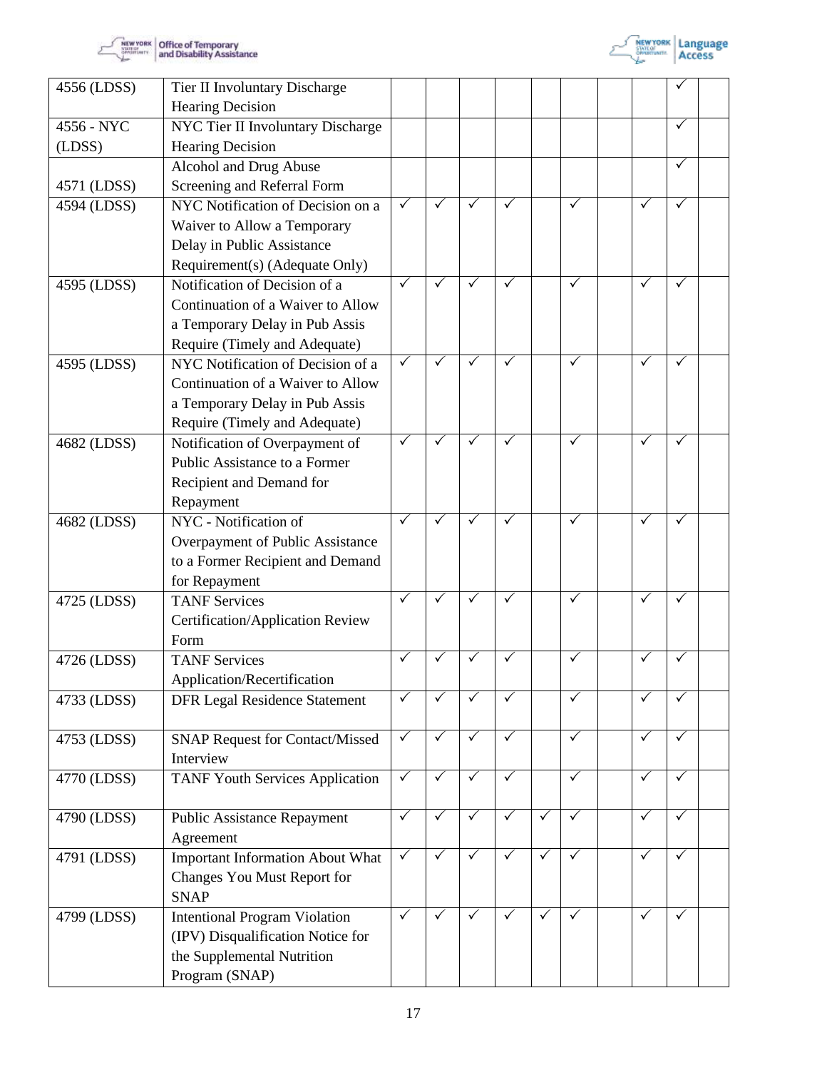| | | | | | | | | | | | |
|---|---|---|---|---|---|---|---|---|---|---|---|
| 4556 (LDSS) | Tier II Involuntary Discharge Hearing Decision | | | | | | | | | ✓ | |
| 4556 - NYC (LDSS) | NYC Tier II Involuntary Discharge Hearing Decision | | | | | | | | | ✓ | |
| 4571 (LDSS) | Alcohol and Drug Abuse Screening and Referral Form | | | | | | | | | ✓ | |
| 4594 (LDSS) | NYC Notification of Decision on a Waiver to Allow a Temporary Delay in Public Assistance Requirement(s) (Adequate Only) | ✓ | ✓ | ✓ | ✓ | | ✓ | | ✓ | ✓ | |
| 4595 (LDSS) | Notification of Decision of a Continuation of a Waiver to Allow a Temporary Delay in Pub Assis Require (Timely and Adequate) | ✓ | ✓ | ✓ | ✓ | | ✓ | | ✓ | ✓ | |
| 4595 (LDSS) | NYC Notification of Decision of a Continuation of a Waiver to Allow a Temporary Delay in Pub Assis Require (Timely and Adequate) | ✓ | ✓ | ✓ | ✓ | | ✓ | | ✓ | ✓ | |
| 4682 (LDSS) | Notification of Overpayment of Public Assistance to a Former Recipient and Demand for Repayment | ✓ | ✓ | ✓ | ✓ | | ✓ | | ✓ | ✓ | |
| 4682 (LDSS) | NYC - Notification of Overpayment of Public Assistance to a Former Recipient and Demand for Repayment | ✓ | ✓ | ✓ | ✓ | | ✓ | | ✓ | ✓ | |
| 4725 (LDSS) | TANF Services Certification/Application Review Form | ✓ | ✓ | ✓ | ✓ | | ✓ | | ✓ | ✓ | |
| 4726 (LDSS) | TANF Services Application/Recertification | ✓ | ✓ | ✓ | ✓ | | ✓ | | ✓ | ✓ | |
| 4733 (LDSS) | DFR Legal Residence Statement | ✓ | ✓ | ✓ | ✓ | | ✓ | | ✓ | ✓ | |
| 4753 (LDSS) | SNAP Request for Contact/Missed Interview | ✓ | ✓ | ✓ | ✓ | | ✓ | | ✓ | ✓ | |
| 4770 (LDSS) | TANF Youth Services Application | ✓ | ✓ | ✓ | ✓ | | ✓ | | ✓ | ✓ | |
| 4790 (LDSS) | Public Assistance Repayment Agreement | ✓ | ✓ | ✓ | ✓ | ✓ | ✓ | | ✓ | ✓ | |
| 4791 (LDSS) | Important Information About What Changes You Must Report for SNAP | ✓ | ✓ | ✓ | ✓ | ✓ | ✓ | | ✓ | ✓ | |
| 4799 (LDSS) | Intentional Program Violation (IPV) Disqualification Notice for the Supplemental Nutrition Program (SNAP) | ✓ | ✓ | ✓ | ✓ | ✓ | ✓ | | ✓ | ✓ | |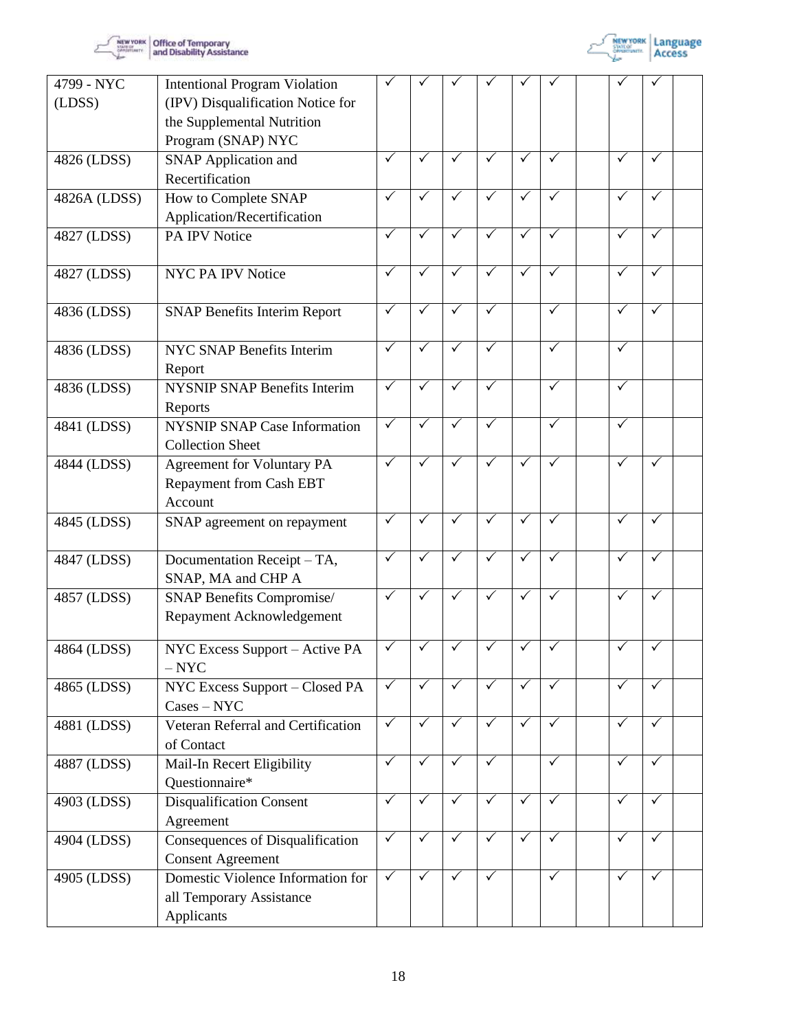| | | | | | | | | | | | |
|---|---|---|---|---|---|---|---|---|---|---|---|
| 4799 - NYC (LDSS) | Intentional Program Violation (IPV) Disqualification Notice for the Supplemental Nutrition Program (SNAP) NYC | ✓ | ✓ | ✓ | ✓ | ✓ | ✓ | | ✓ | ✓ | |
| 4826 (LDSS) | SNAP Application and Recertification | ✓ | ✓ | ✓ | ✓ | ✓ | ✓ | | ✓ | ✓ | |
| 4826A (LDSS) | How to Complete SNAP Application/Recertification | ✓ | ✓ | ✓ | ✓ | ✓ | ✓ | | ✓ | ✓ | |
| 4827 (LDSS) | PA IPV Notice | ✓ | ✓ | ✓ | ✓ | ✓ | ✓ | | ✓ | ✓ | |
| 4827 (LDSS) | NYC PA IPV Notice | ✓ | ✓ | ✓ | ✓ | ✓ | ✓ | | ✓ | ✓ | |
| 4836 (LDSS) | SNAP Benefits Interim Report | ✓ | ✓ | ✓ | ✓ | | ✓ | | ✓ | ✓ | |
| 4836 (LDSS) | NYC SNAP Benefits Interim Report | ✓ | ✓ | ✓ | ✓ | | ✓ | | ✓ | | |
| 4836 (LDSS) | NYSNIP SNAP Benefits Interim Reports | ✓ | ✓ | ✓ | ✓ | | ✓ | | ✓ | | |
| 4841 (LDSS) | NYSNIP SNAP Case Information Collection Sheet | ✓ | ✓ | ✓ | ✓ | | ✓ | | ✓ | | |
| 4844 (LDSS) | Agreement for Voluntary PA Repayment from Cash EBT Account | ✓ | ✓ | ✓ | ✓ | ✓ | ✓ | | ✓ | ✓ | |
| 4845 (LDSS) | SNAP agreement on repayment | ✓ | ✓ | ✓ | ✓ | ✓ | ✓ | | ✓ | ✓ | |
| 4847 (LDSS) | Documentation Receipt – TA, SNAP, MA and CHP A | ✓ | ✓ | ✓ | ✓ | ✓ | ✓ | | ✓ | ✓ | |
| 4857 (LDSS) | SNAP Benefits Compromise/ Repayment Acknowledgement | ✓ | ✓ | ✓ | ✓ | ✓ | ✓ | | ✓ | ✓ | |
| 4864 (LDSS) | NYC Excess Support – Active PA – NYC | ✓ | ✓ | ✓ | ✓ | ✓ | ✓ | | ✓ | ✓ | |
| 4865 (LDSS) | NYC Excess Support – Closed PA Cases – NYC | ✓ | ✓ | ✓ | ✓ | ✓ | ✓ | | ✓ | ✓ | |
| 4881 (LDSS) | Veteran Referral and Certification of Contact | ✓ | ✓ | ✓ | ✓ | ✓ | ✓ | | ✓ | ✓ | |
| 4887 (LDSS) | Mail-In Recert Eligibility Questionnaire* | ✓ | ✓ | ✓ | ✓ | | ✓ | | ✓ | ✓ | |
| 4903 (LDSS) | Disqualification Consent Agreement | ✓ | ✓ | ✓ | ✓ | ✓ | ✓ | | ✓ | ✓ | |
| 4904 (LDSS) | Consequences of Disqualification Consent Agreement | ✓ | ✓ | ✓ | ✓ | ✓ | ✓ | | ✓ | ✓ | |
| 4905 (LDSS) | Domestic Violence Information for all Temporary Assistance Applicants | ✓ | ✓ | ✓ | ✓ | | ✓ | | ✓ | ✓ | |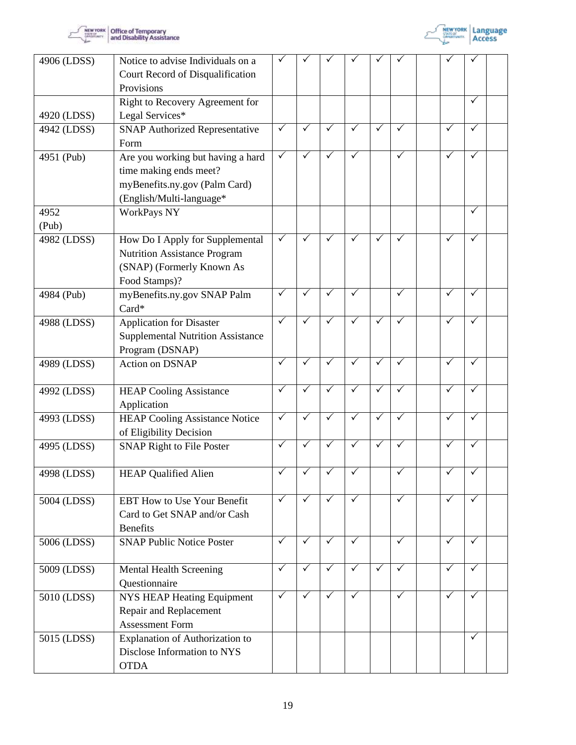| | | | | | | | | | | | |
|---|---|---|---|---|---|---|---|---|---|---|---|
| 4906 (LDSS) | Notice to advise Individuals on a Court Record of Disqualification Provisions | ✓ | ✓ | ✓ | ✓ | ✓ | ✓ | | ✓ | ✓ | |
| 4920 (LDSS) | Right to Recovery Agreement for Legal Services* | | | | | | | | | ✓ | |
| 4942 (LDSS) | SNAP Authorized Representative Form | ✓ | ✓ | ✓ | ✓ | ✓ | ✓ | | ✓ | ✓ | |
| 4951 (Pub) | Are you working but having a hard time making ends meet? myBenefits.ny.gov (Palm Card) (English/Multi-language* | ✓ | ✓ | ✓ | ✓ | | ✓ | | ✓ | ✓ | |
| 4952 (Pub) | WorkPays NY | | | | | | | | | ✓ | |
| 4982 (LDSS) | How Do I Apply for Supplemental Nutrition Assistance Program (SNAP) (Formerly Known As Food Stamps)? | ✓ | ✓ | ✓ | ✓ | ✓ | ✓ | | ✓ | ✓ | |
| 4984 (Pub) | myBenefits.ny.gov SNAP Palm Card* | ✓ | ✓ | ✓ | ✓ | | ✓ | | ✓ | ✓ | |
| 4988 (LDSS) | Application for Disaster Supplemental Nutrition Assistance Program (DSNAP) | ✓ | ✓ | ✓ | ✓ | ✓ | ✓ | | ✓ | ✓ | |
| 4989 (LDSS) | Action on DSNAP | ✓ | ✓ | ✓ | ✓ | ✓ | ✓ | | ✓ | ✓ | |
| 4992 (LDSS) | HEAP Cooling Assistance Application | ✓ | ✓ | ✓ | ✓ | ✓ | ✓ | | ✓ | ✓ | |
| 4993 (LDSS) | HEAP Cooling Assistance Notice of Eligibility Decision | ✓ | ✓ | ✓ | ✓ | ✓ | ✓ | | ✓ | ✓ | |
| 4995 (LDSS) | SNAP Right to File Poster | ✓ | ✓ | ✓ | ✓ | ✓ | ✓ | | ✓ | ✓ | |
| 4998 (LDSS) | HEAP Qualified Alien | ✓ | ✓ | ✓ | ✓ | | ✓ | | ✓ | ✓ | |
| 5004 (LDSS) | EBT How to Use Your Benefit Card to Get SNAP and/or Cash Benefits | ✓ | ✓ | ✓ | ✓ | | ✓ | | ✓ | ✓ | |
| 5006 (LDSS) | SNAP Public Notice Poster | ✓ | ✓ | ✓ | ✓ | | ✓ | | ✓ | ✓ | |
| 5009 (LDSS) | Mental Health Screening Questionnaire | ✓ | ✓ | ✓ | ✓ | ✓ | ✓ | | ✓ | ✓ | |
| 5010 (LDSS) | NYS HEAP Heating Equipment Repair and Replacement Assessment Form | ✓ | ✓ | ✓ | ✓ | | ✓ | | ✓ | ✓ | |
| 5015 (LDSS) | Explanation of Authorization to Disclose Information to NYS OTDA | | | | | | | | | ✓ | |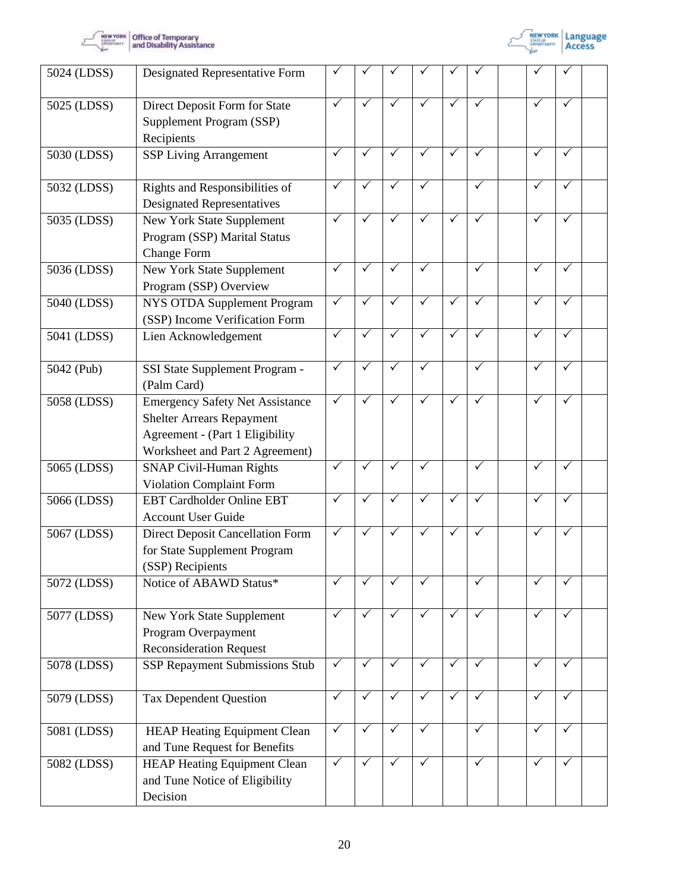| 5024 (LDSS) | Designated Representative Form | ✓ | ✓ | ✓ | ✓ | ✓ | ✓ | | ✓ | ✓ | |
|---|---|---|---|---|---|---|---|---|---|---|---|
| 5025 (LDSS) | Direct Deposit Form for State Supplement Program (SSP) Recipients | ✓ | ✓ | ✓ | ✓ | ✓ | ✓ | | ✓ | ✓ | |
| 5030 (LDSS) | SSP Living Arrangement | ✓ | ✓ | ✓ | ✓ | ✓ | ✓ | | ✓ | ✓ | |
| 5032 (LDSS) | Rights and Responsibilities of Designated Representatives | ✓ | ✓ | ✓ | ✓ | | ✓ | | ✓ | ✓ | |
| 5035 (LDSS) | New York State Supplement Program (SSP) Marital Status Change Form | ✓ | ✓ | ✓ | ✓ | ✓ | ✓ | | ✓ | ✓ | |
| 5036 (LDSS) | New York State Supplement Program (SSP) Overview | ✓ | ✓ | ✓ | ✓ | | ✓ | | ✓ | ✓ | |
| 5040 (LDSS) | NYS OTDA Supplement Program (SSP) Income Verification Form | ✓ | ✓ | ✓ | ✓ | ✓ | ✓ | | ✓ | ✓ | |
| 5041 (LDSS) | Lien Acknowledgement | ✓ | ✓ | ✓ | ✓ | ✓ | ✓ | | ✓ | ✓ | |
| 5042 (Pub) | SSI State Supplement Program - (Palm Card) | ✓ | ✓ | ✓ | ✓ | | ✓ | | ✓ | ✓ | |
| 5058 (LDSS) | Emergency Safety Net Assistance Shelter Arrears Repayment Agreement - (Part 1 Eligibility Worksheet and Part 2 Agreement) | ✓ | ✓ | ✓ | ✓ | ✓ | ✓ | | ✓ | ✓ | |
| 5065 (LDSS) | SNAP Civil-Human Rights Violation Complaint Form | ✓ | ✓ | ✓ | ✓ | | ✓ | | ✓ | ✓ | |
| 5066 (LDSS) | EBT Cardholder Online EBT Account User Guide | ✓ | ✓ | ✓ | ✓ | ✓ | ✓ | | ✓ | ✓ | |
| 5067 (LDSS) | Direct Deposit Cancellation Form for State Supplement Program (SSP) Recipients | ✓ | ✓ | ✓ | ✓ | ✓ | ✓ | | ✓ | ✓ | |
| 5072 (LDSS) | Notice of ABAWD Status* | ✓ | ✓ | ✓ | ✓ | | ✓ | | ✓ | ✓ | |
| 5077 (LDSS) | New York State Supplement Program Overpayment Reconsideration Request | ✓ | ✓ | ✓ | ✓ | ✓ | ✓ | | ✓ | ✓ | |
| 5078 (LDSS) | SSP Repayment Submissions Stub | ✓ | ✓ | ✓ | ✓ | ✓ | ✓ | | ✓ | ✓ | |
| 5079 (LDSS) | Tax Dependent Question | ✓ | ✓ | ✓ | ✓ | ✓ | ✓ | | ✓ | ✓ | |
| 5081 (LDSS) | HEAP Heating Equipment Clean and Tune Request for Benefits | ✓ | ✓ | ✓ | ✓ | | ✓ | | ✓ | ✓ | |
| 5082 (LDSS) | HEAP Heating Equipment Clean and Tune Notice of Eligibility Decision | ✓ | ✓ | ✓ | ✓ | | ✓ | | ✓ | ✓ | |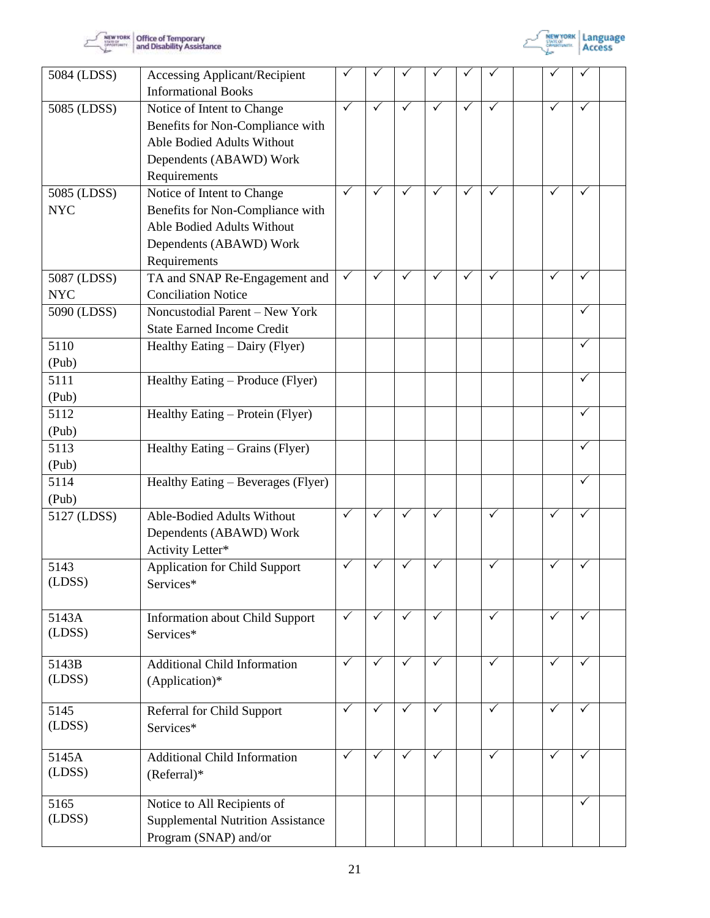| | | | | | | | | | | | |
|---|---|---|---|---|---|---|---|---|---|---|---|
| 5084 (LDSS) | Accessing Applicant/Recipient Informational Books | ✓ | ✓ | ✓ | ✓ | ✓ | ✓ | | ✓ | ✓ | |
| 5085 (LDSS) | Notice of Intent to Change Benefits for Non-Compliance with Able Bodied Adults Without Dependents (ABAWD) Work Requirements | ✓ | ✓ | ✓ | ✓ | ✓ | ✓ | | ✓ | ✓ | |
| 5085 (LDSS) NYC | Notice of Intent to Change Benefits for Non-Compliance with Able Bodied Adults Without Dependents (ABAWD) Work Requirements | ✓ | ✓ | ✓ | ✓ | ✓ | ✓ | | ✓ | ✓ | |
| 5087 (LDSS) NYC | TA and SNAP Re-Engagement and Conciliation Notice | ✓ | ✓ | ✓ | ✓ | ✓ | ✓ | | ✓ | ✓ | |
| 5090 (LDSS) | Noncustodial Parent – New York State Earned Income Credit | | | | | | | | | ✓ | |
| 5110 (Pub) | Healthy Eating – Dairy (Flyer) | | | | | | | | | ✓ | |
| 5111 (Pub) | Healthy Eating – Produce (Flyer) | | | | | | | | | ✓ | |
| 5112 (Pub) | Healthy Eating – Protein (Flyer) | | | | | | | | | ✓ | |
| 5113 (Pub) | Healthy Eating – Grains (Flyer) | | | | | | | | | ✓ | |
| 5114 (Pub) | Healthy Eating – Beverages (Flyer) | | | | | | | | | ✓ | |
| 5127 (LDSS) | Able-Bodied Adults Without Dependents (ABAWD) Work Activity Letter* | ✓ | ✓ | ✓ | ✓ | | ✓ | | ✓ | ✓ | |
| 5143 (LDSS) | Application for Child Support Services* | ✓ | ✓ | ✓ | ✓ | | ✓ | | ✓ | ✓ | |
| 5143A (LDSS) | Information about Child Support Services* | ✓ | ✓ | ✓ | ✓ | | ✓ | | ✓ | ✓ | |
| 5143B (LDSS) | Additional Child Information (Application)* | ✓ | ✓ | ✓ | ✓ | | ✓ | | ✓ | ✓ | |
| 5145 (LDSS) | Referral for Child Support Services* | ✓ | ✓ | ✓ | ✓ | | ✓ | | ✓ | ✓ | |
| 5145A (LDSS) | Additional Child Information (Referral)* | ✓ | ✓ | ✓ | ✓ | | ✓ | | ✓ | ✓ | |
| 5165 (LDSS) | Notice to All Recipients of Supplemental Nutrition Assistance Program (SNAP) and/or | | | | | | | | | ✓ | |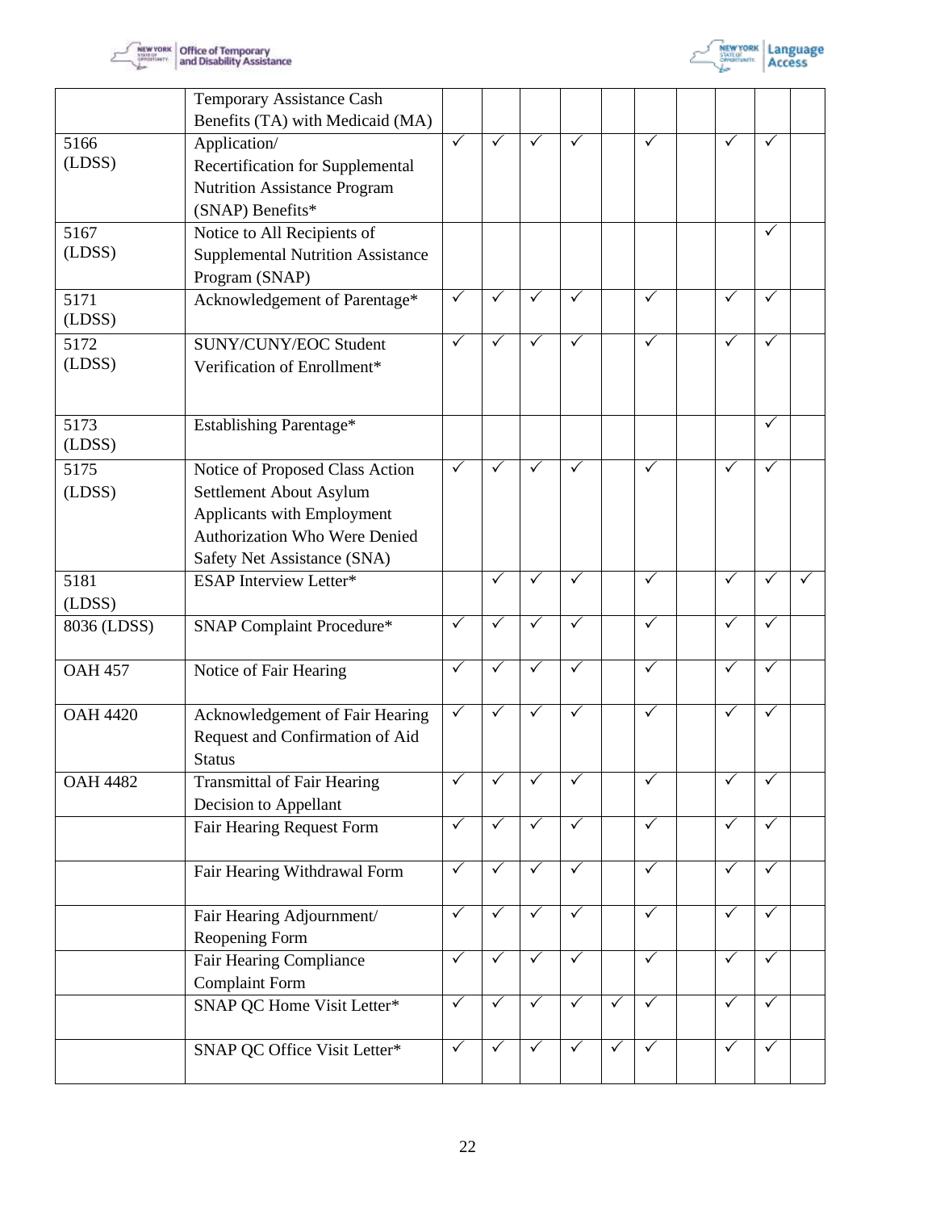| | | | | | | | | | | | |
|---|---|---|---|---|---|---|---|---|---|---|---|
| | Temporary Assistance Cash Benefits (TA) with Medicaid (MA) | | | | | | | | | | |
| 5166 (LDSS) | Application/ Recertification for Supplemental Nutrition Assistance Program (SNAP) Benefits* | ✓ | ✓ | ✓ | ✓ | | ✓ | | ✓ | ✓ | |
| 5167 (LDSS) | Notice to All Recipients of Supplemental Nutrition Assistance Program (SNAP) | | | | | | | | | ✓ | |
| 5171 (LDSS) | Acknowledgement of Parentage* | ✓ | ✓ | ✓ | ✓ | | ✓ | | ✓ | ✓ | |
| 5172 (LDSS) | SUNY/CUNY/EOC Student Verification of Enrollment* | ✓ | ✓ | ✓ | ✓ | | ✓ | | ✓ | ✓ | |
| 5173 (LDSS) | Establishing Parentage* | | | | | | | | | ✓ | |
| 5175 (LDSS) | Notice of Proposed Class Action Settlement About Asylum Applicants with Employment Authorization Who Were Denied Safety Net Assistance (SNA) | ✓ | ✓ | ✓ | ✓ | | ✓ | | ✓ | ✓ | |
| 5181 (LDSS) | ESAP Interview Letter* | | ✓ | ✓ | ✓ | | ✓ | | ✓ | ✓ | ✓ |
| 8036 (LDSS) | SNAP Complaint Procedure* | ✓ | ✓ | ✓ | ✓ | | ✓ | | ✓ | ✓ | |
| OAH 457 | Notice of Fair Hearing | ✓ | ✓ | ✓ | ✓ | | ✓ | | ✓ | ✓ | |
| OAH 4420 | Acknowledgement of Fair Hearing Request and Confirmation of Aid Status | ✓ | ✓ | ✓ | ✓ | | ✓ | | ✓ | ✓ | |
| OAH 4482 | Transmittal of Fair Hearing Decision to Appellant | ✓ | ✓ | ✓ | ✓ | | ✓ | | ✓ | ✓ | |
| | Fair Hearing Request Form | ✓ | ✓ | ✓ | ✓ | | ✓ | | ✓ | ✓ | |
| | Fair Hearing Withdrawal Form | ✓ | ✓ | ✓ | ✓ | | ✓ | | ✓ | ✓ | |
| | Fair Hearing Adjournment/ Reopening Form | ✓ | ✓ | ✓ | ✓ | | ✓ | | ✓ | ✓ | |
| | Fair Hearing Compliance Complaint Form | ✓ | ✓ | ✓ | ✓ | | ✓ | | ✓ | ✓ | |
| | SNAP QC Home Visit Letter* | ✓ | ✓ | ✓ | ✓ | ✓ | ✓ | | ✓ | ✓ | |
| | SNAP QC Office Visit Letter* | ✓ | ✓ | ✓ | ✓ | ✓ | ✓ | | ✓ | ✓ | |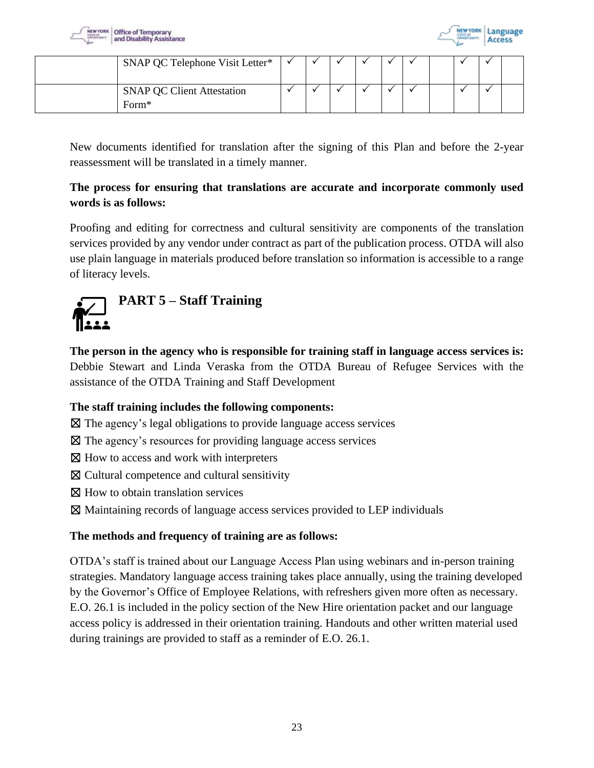| | | | | | | | | | | | |
|---|---|---|---|---|---|---|---|---|---|---|---|
| | SNAP QC Telephone Visit Letter* | ✓ | ✓ | ✓ | ✓ | ✓ | ✓ | | ✓ | ✓ | |
| | SNAP QC Client Attestation Form* | ✓ | ✓ | ✓ | ✓ | ✓ | ✓ | | ✓ | ✓ | |

New documents identified for translation after the signing of this Plan and before the 2-year reassessment will be translated in a timely manner.

**The process for ensuring that translations are accurate and incorporate commonly used words is as follows:**

Proofing and editing for correctness and cultural sensitivity are components of the translation services provided by any vendor under contract as part of the publication process. OTDA will also use plain language in materials produced before translation so information is accessible to a range of literacy levels.

## PART 5 – Staff Training

**The person in the agency who is responsible for training staff in language access services is:** Debbie Stewart and Linda Veraska from the OTDA Bureau of Refugee Services with the assistance of the OTDA Training and Staff Development

**The staff training includes the following components:**

☒ The agency's legal obligations to provide language access services
☒ The agency's resources for providing language access services
☒ How to access and work with interpreters
☒ Cultural competence and cultural sensitivity
☒ How to obtain translation services
☒ Maintaining records of language access services provided to LEP individuals

**The methods and frequency of training are as follows:**

OTDA's staff is trained about our Language Access Plan using webinars and in-person training strategies. Mandatory language access training takes place annually, using the training developed by the Governor's Office of Employee Relations, with refreshers given more often as necessary. E.O. 26.1 is included in the policy section of the New Hire orientation packet and our language access policy is addressed in their orientation training. Handouts and other written material used during trainings are provided to staff as a reminder of E.O. 26.1.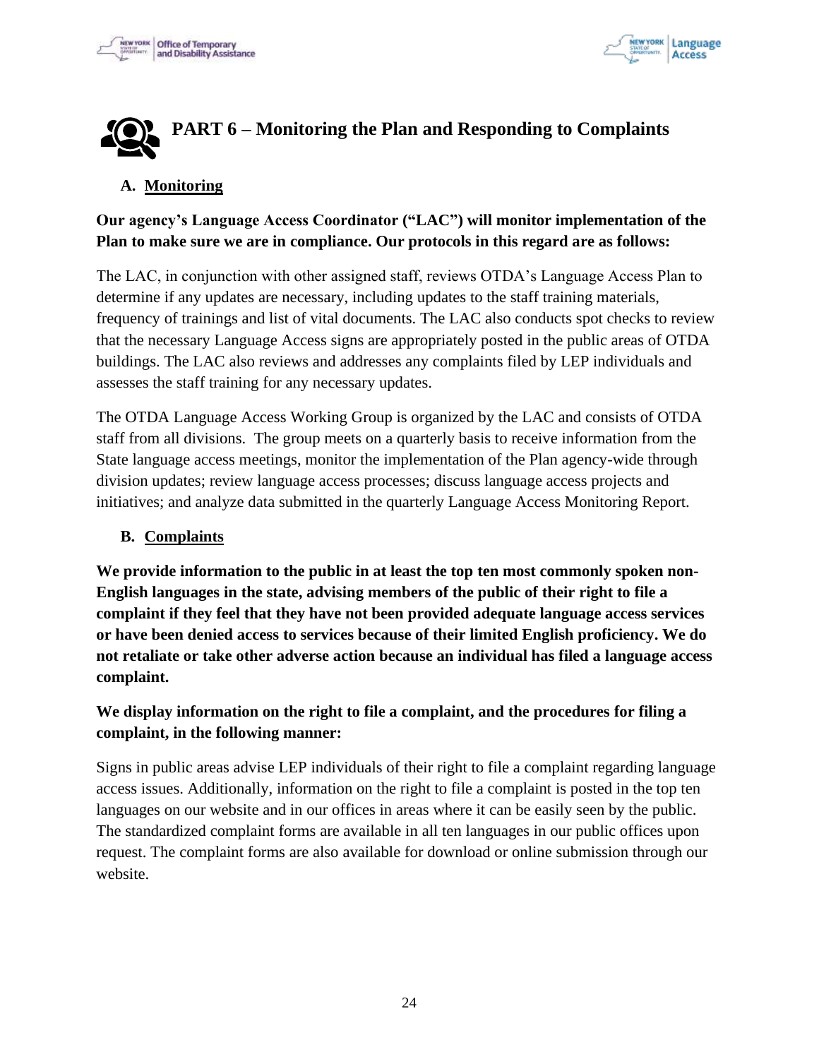# PART 6 – Monitoring the Plan and Responding to Complaints

## A. Monitoring

**Our agency's Language Access Coordinator ("LAC") will monitor implementation of the Plan to make sure we are in compliance. Our protocols in this regard are as follows:**

The LAC, in conjunction with other assigned staff, reviews OTDA's Language Access Plan to determine if any updates are necessary, including updates to the staff training materials, frequency of trainings and list of vital documents. The LAC also conducts spot checks to review that the necessary Language Access signs are appropriately posted in the public areas of OTDA buildings. The LAC also reviews and addresses any complaints filed by LEP individuals and assesses the staff training for any necessary updates.

The OTDA Language Access Working Group is organized by the LAC and consists of OTDA staff from all divisions. The group meets on a quarterly basis to receive information from the State language access meetings, monitor the implementation of the Plan agency-wide through division updates; review language access processes; discuss language access projects and initiatives; and analyze data submitted in the quarterly Language Access Monitoring Report.

## B. Complaints

**We provide information to the public in at least the top ten most commonly spoken non-English languages in the state, advising members of the public of their right to file a complaint if they feel that they have not been provided adequate language access services or have been denied access to services because of their limited English proficiency. We do not retaliate or take other adverse action because an individual has filed a language access complaint.**

**We display information on the right to file a complaint, and the procedures for filing a complaint, in the following manner:**

Signs in public areas advise LEP individuals of their right to file a complaint regarding language access issues. Additionally, information on the right to file a complaint is posted in the top ten languages on our website and in our offices in areas where it can be easily seen by the public. The standardized complaint forms are available in all ten languages in our public offices upon request. The complaint forms are also available for download or online submission through our website.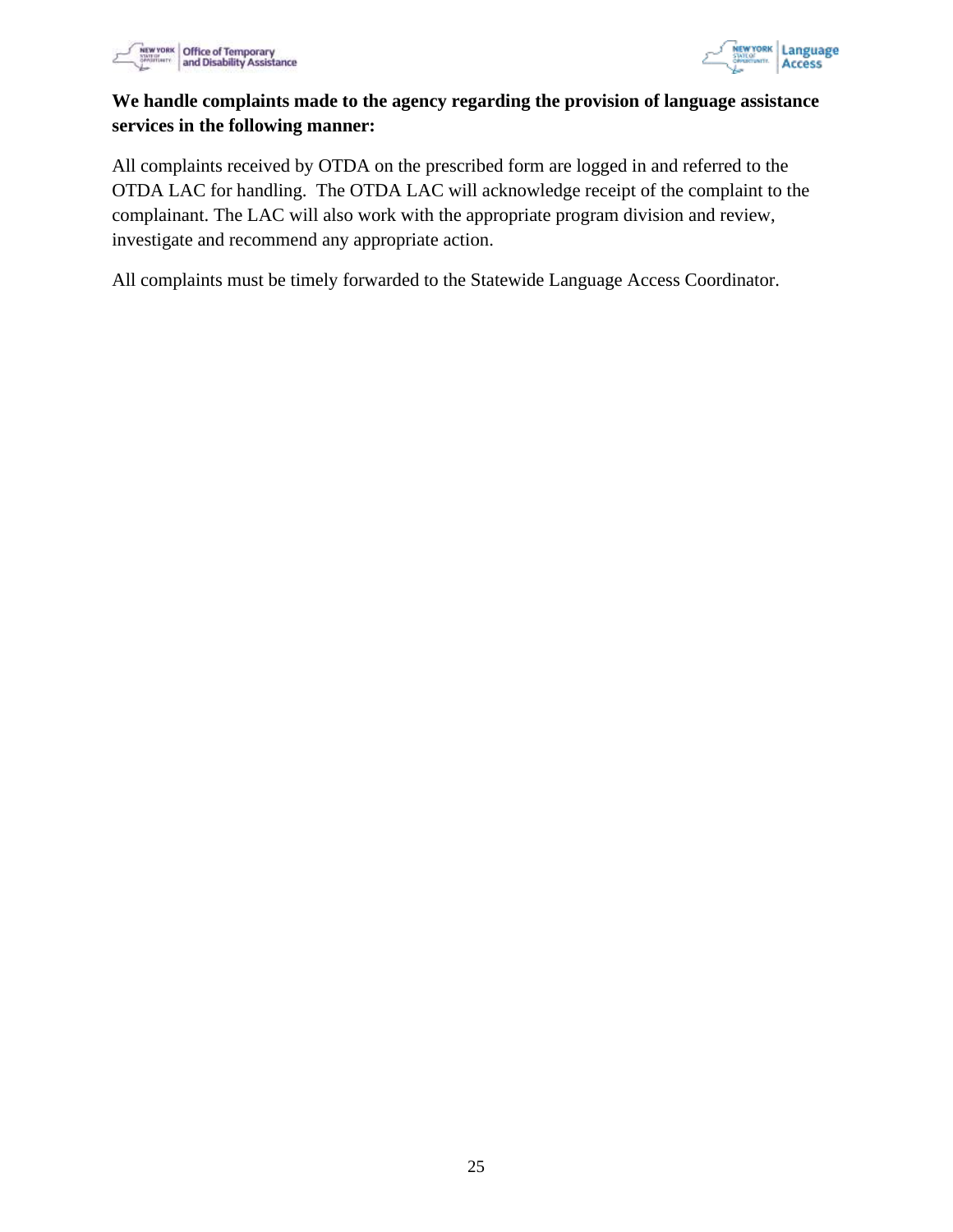**We handle complaints made to the agency regarding the provision of language assistance services in the following manner:**

All complaints received by OTDA on the prescribed form are logged in and referred to the OTDA LAC for handling. The OTDA LAC will acknowledge receipt of the complaint to the complainant. The LAC will also work with the appropriate program division and review, investigate and recommend any appropriate action.

All complaints must be timely forwarded to the Statewide Language Access Coordinator.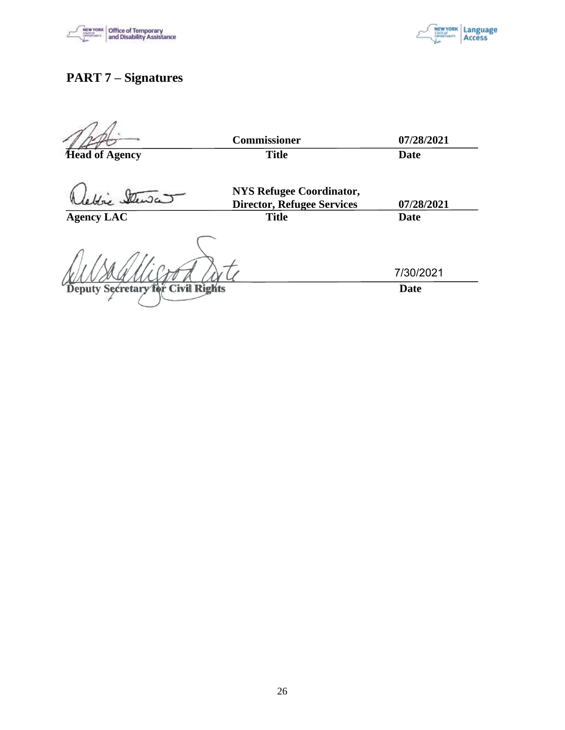## PART 7 – Signatures

| | | |
|---|---|---|
| | **Commissioner** | **07/28/2021** |
| **Head of Agency** | **Title** | **Date** |
| | **NYS Refugee Coordinator, Director, Refugee Services** | **07/28/2021** |
| **Agency LAC** | **Title** | **Date** |
| | | 7/30/2021 |
| **Deputy Secretary for Civil Rights** | | **Date** |